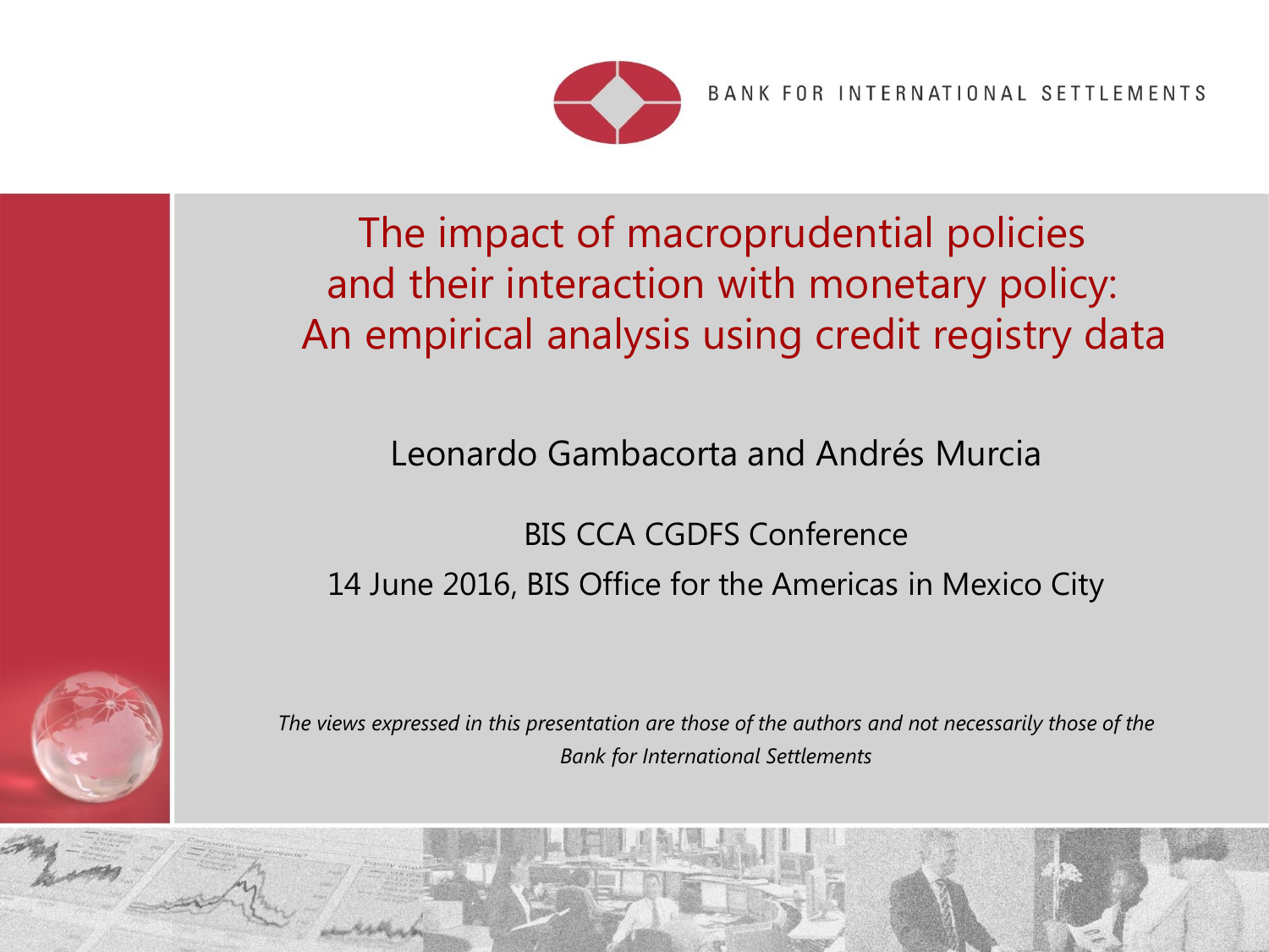BANK FOR INTERNATIONAL SETTLEMENTS

# The impact of macroprudential policies and their interaction with monetary policy: An empirical analysis using credit registry data

Leonardo Gambacorta and Andrés Murcia

BIS CCA CGDFS Conference

14 June 2016, BIS Office for the Americas in Mexico City

*The views expressed in this presentation are those of the authors and not necessarily those of the Bank for International Settlements*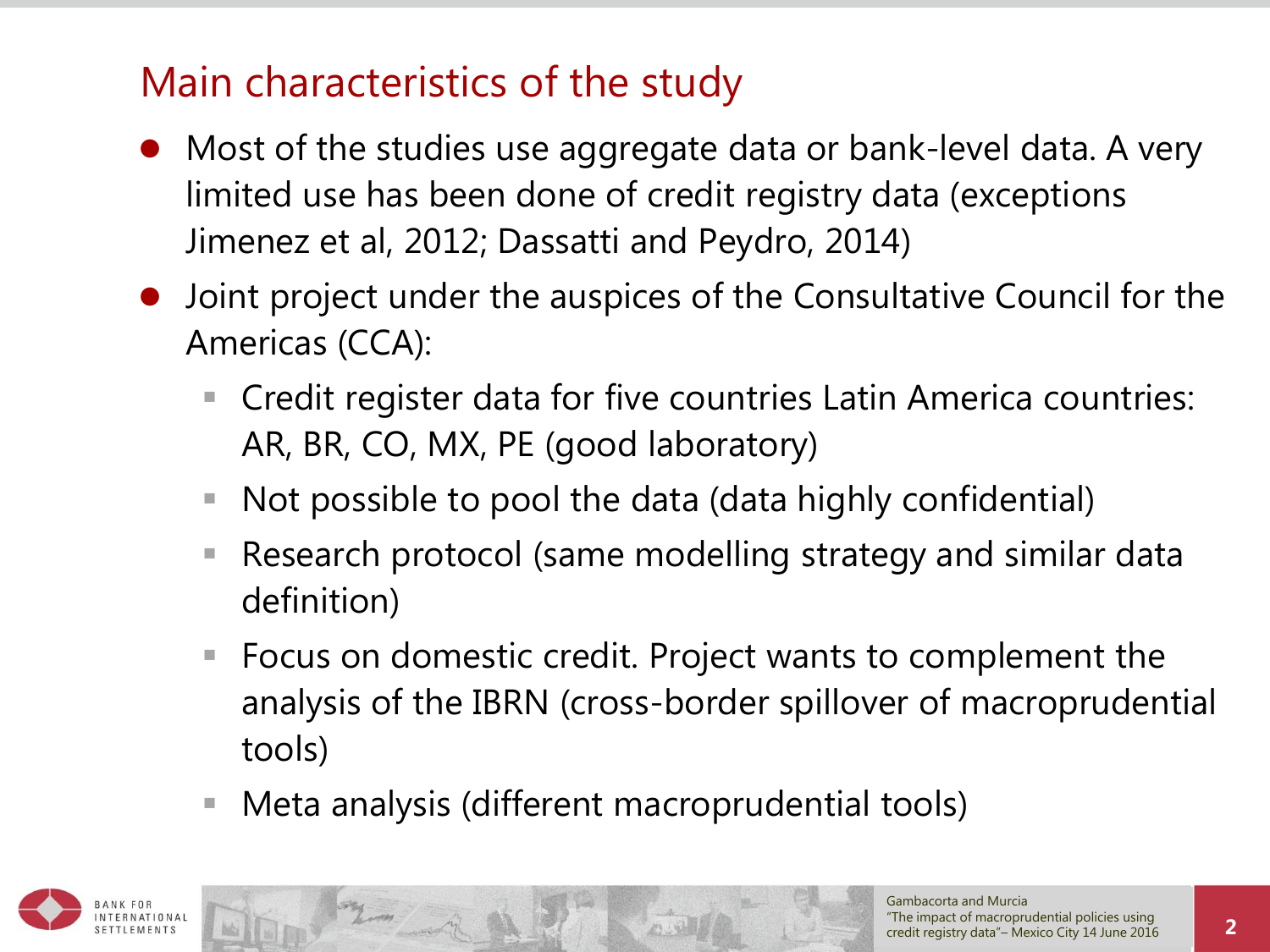## Main characteristics of the study

- Most of the studies use aggregate data or bank-level data. A very limited use has been done of credit registry data (exceptions Jimenez et al, 2012; Dassatti and Peydro, 2014)
- Joint project under the auspices of the Consultative Council for the Americas (CCA):
  - Credit register data for five countries Latin America countries: AR, BR, CO, MX, PE (good laboratory)
  - Not possible to pool the data (data highly confidential)
  - Research protocol (same modelling strategy and similar data definition)
  - Focus on domestic credit. Project wants to complement the analysis of the IBRN (cross-border spillover of macroprudential tools)
  - Meta analysis (different macroprudential tools)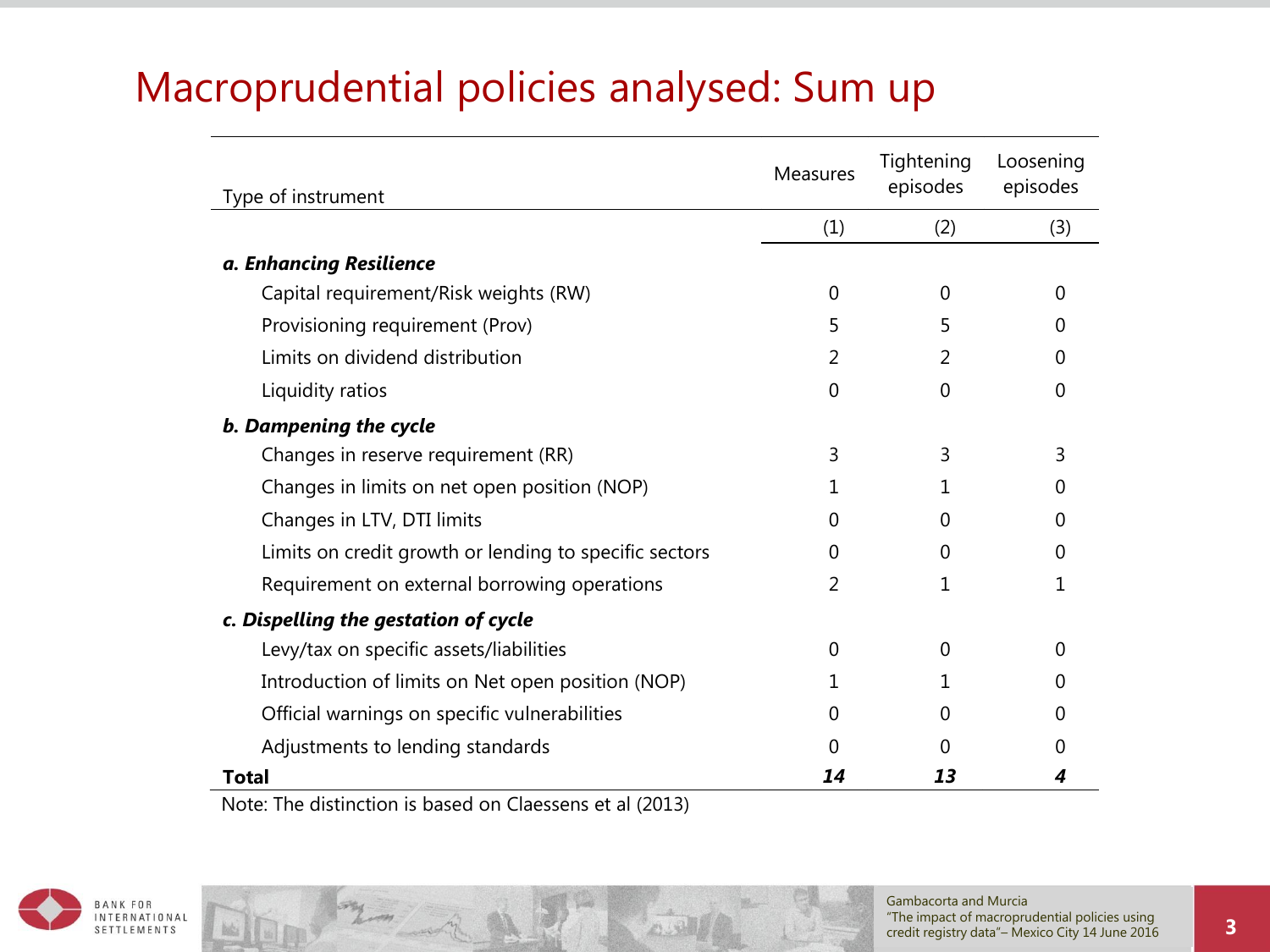# Macroprudential policies analysed: Sum up

| Type of instrument | Measures | Tightening episodes | Loosening episodes |
|---|---|---|---|
| | (1) | (2) | (3) |
| ***a. Enhancing Resilience*** | | | |
| Capital requirement/Risk weights (RW) | 0 | 0 | 0 |
| Provisioning requirement (Prov) | 5 | 5 | 0 |
| Limits on dividend distribution | 2 | 2 | 0 |
| Liquidity ratios | 0 | 0 | 0 |
| ***b. Dampening the cycle*** | | | |
| Changes in reserve requirement (RR) | 3 | 3 | 3 |
| Changes in limits on net open position (NOP) | 1 | 1 | 0 |
| Changes in LTV, DTI limits | 0 | 0 | 0 |
| Limits on credit growth or lending to specific sectors | 0 | 0 | 0 |
| Requirement on external borrowing operations | 2 | 1 | 1 |
| ***c. Dispelling the gestation of cycle*** | | | |
| Levy/tax on specific assets/liabilities | 0 | 0 | 0 |
| Introduction of limits on Net open position (NOP) | 1 | 1 | 0 |
| Official warnings on specific vulnerabilities | 0 | 0 | 0 |
| Adjustments to lending standards | 0 | 0 | 0 |
| **Total** | ***14*** | ***13*** | ***4*** |

Note: The distinction is based on Claessens et al (2013)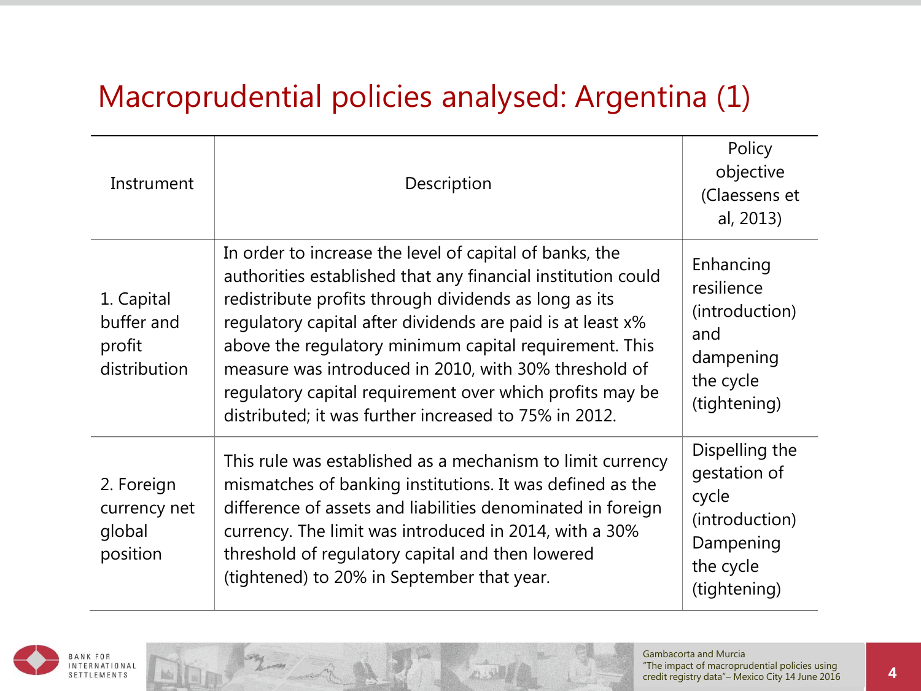# Macroprudential policies analysed: Argentina (1)

| Instrument | Description | Policy objective (Claessens et al, 2013) |
|---|---|---|
| 1. Capital buffer and profit distribution | In order to increase the level of capital of banks, the authorities established that any financial institution could redistribute profits through dividends as long as its regulatory capital after dividends are paid is at least x% above the regulatory minimum capital requirement. This measure was introduced in 2010, with 30% threshold of regulatory capital requirement over which profits may be distributed; it was further increased to 75% in 2012. | Enhancing resilience (introduction) and dampening the cycle (tightening) |
| 2. Foreign currency net global position | This rule was established as a mechanism to limit currency mismatches of banking institutions. It was defined as the difference of assets and liabilities denominated in foreign currency. The limit was introduced in 2014, with a 30% threshold of regulatory capital and then lowered (tightened) to 20% in September that year. | Dispelling the gestation of cycle (introduction) Dampening the cycle (tightening) |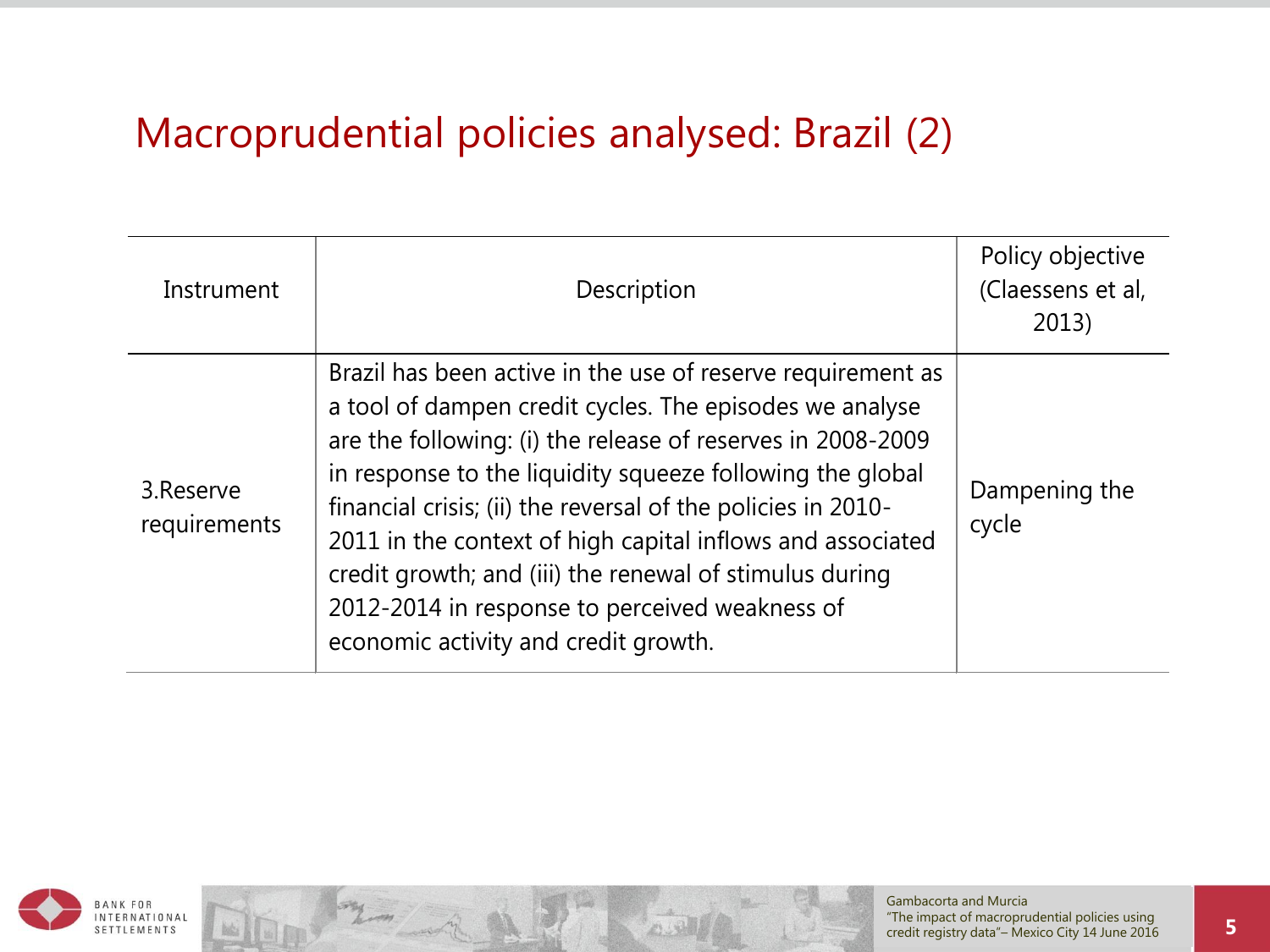# Macroprudential policies analysed: Brazil (2)

| Instrument | Description | Policy objective (Claessens et al, 2013) |
|---|---|---|
| 3.Reserve requirements | Brazil has been active in the use of reserve requirement as a tool of dampen credit cycles. The episodes we analyse are the following: (i) the release of reserves in 2008-2009 in response to the liquidity squeeze following the global financial crisis; (ii) the reversal of the policies in 2010-2011 in the context of high capital inflows and associated credit growth; and (iii) the renewal of stimulus during 2012-2014 in response to perceived weakness of economic activity and credit growth. | Dampening the cycle |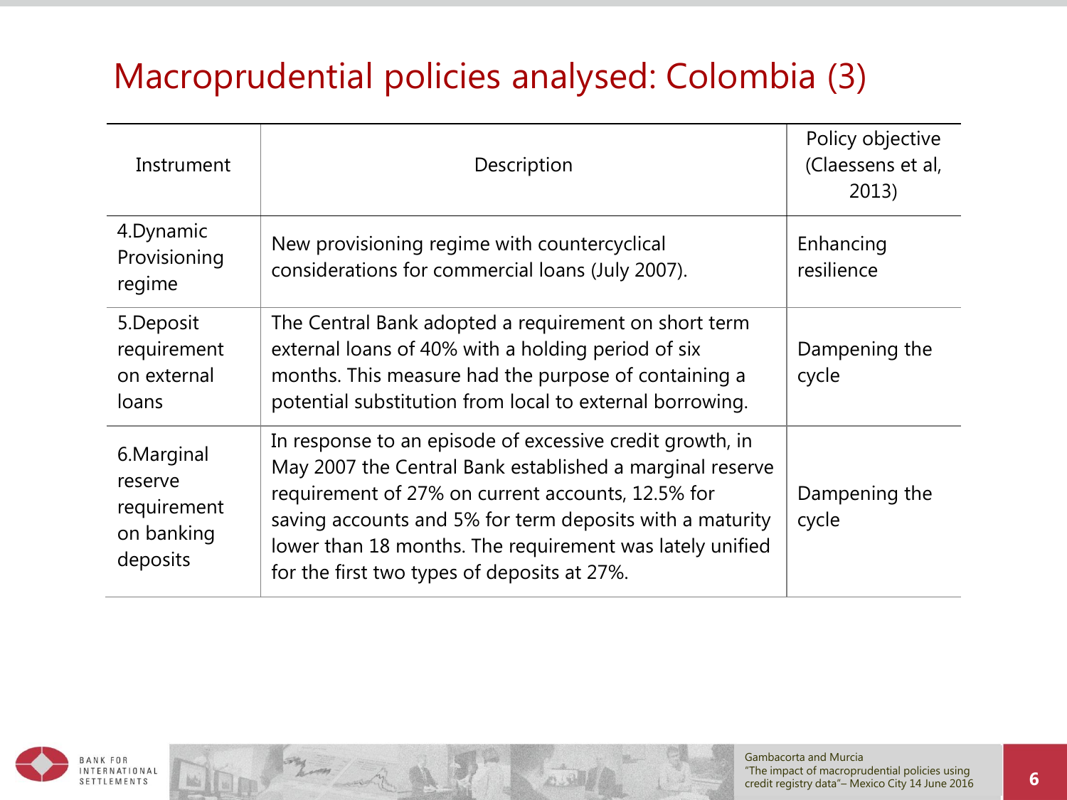# Macroprudential policies analysed: Colombia (3)

| Instrument | Description | Policy objective (Claessens et al, 2013) |
|---|---|---|
| 4.Dynamic Provisioning regime | New provisioning regime with countercyclical considerations for commercial loans (July 2007). | Enhancing resilience |
| 5.Deposit requirement on external loans | The Central Bank adopted a requirement on short term external loans of 40% with a holding period of six months. This measure had the purpose of containing a potential substitution from local to external borrowing. | Dampening the cycle |
| 6.Marginal reserve requirement on banking deposits | In response to an episode of excessive credit growth, in May 2007 the Central Bank established a marginal reserve requirement of 27% on current accounts, 12.5% for saving accounts and 5% for term deposits with a maturity lower than 18 months. The requirement was lately unified for the first two types of deposits at 27%. | Dampening the cycle |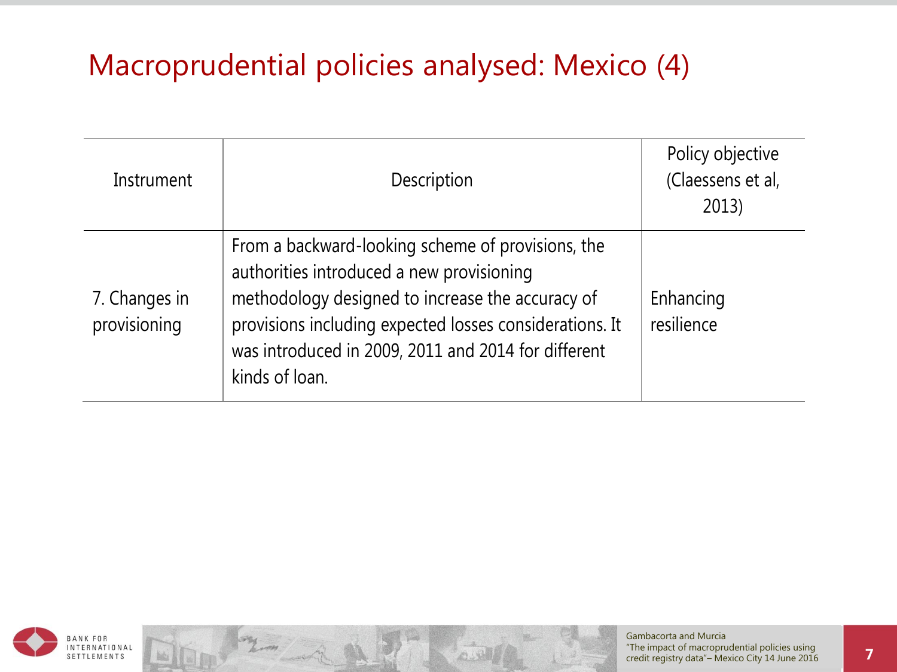# Macroprudential policies analysed: Mexico (4)

| Instrument | Description | Policy objective (Claessens et al, 2013) |
|---|---|---|
| 7. Changes in provisioning | From a backward-looking scheme of provisions, the authorities introduced a new provisioning methodology designed to increase the accuracy of provisions including expected losses considerations. It was introduced in 2009, 2011 and 2014 for different kinds of loan. | Enhancing resilience |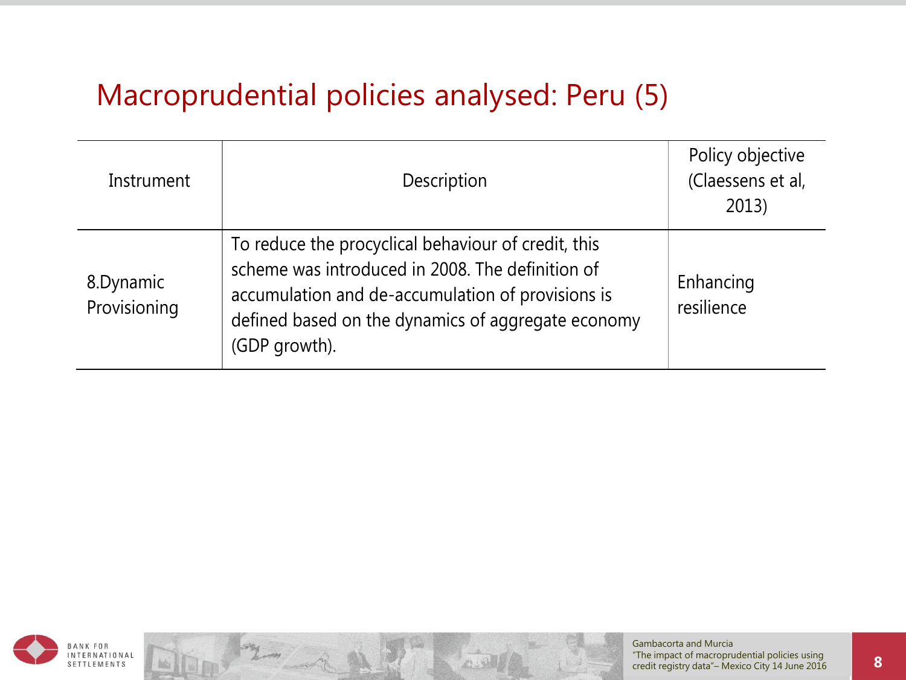# Macroprudential policies analysed: Peru (5)

| Instrument | Description | Policy objective (Claessens et al, 2013) |
|---|---|---|
| 8.Dynamic Provisioning | To reduce the procyclical behaviour of credit, this scheme was introduced in 2008. The definition of accumulation and de-accumulation of provisions is defined based on the dynamics of aggregate economy (GDP growth). | Enhancing resilience |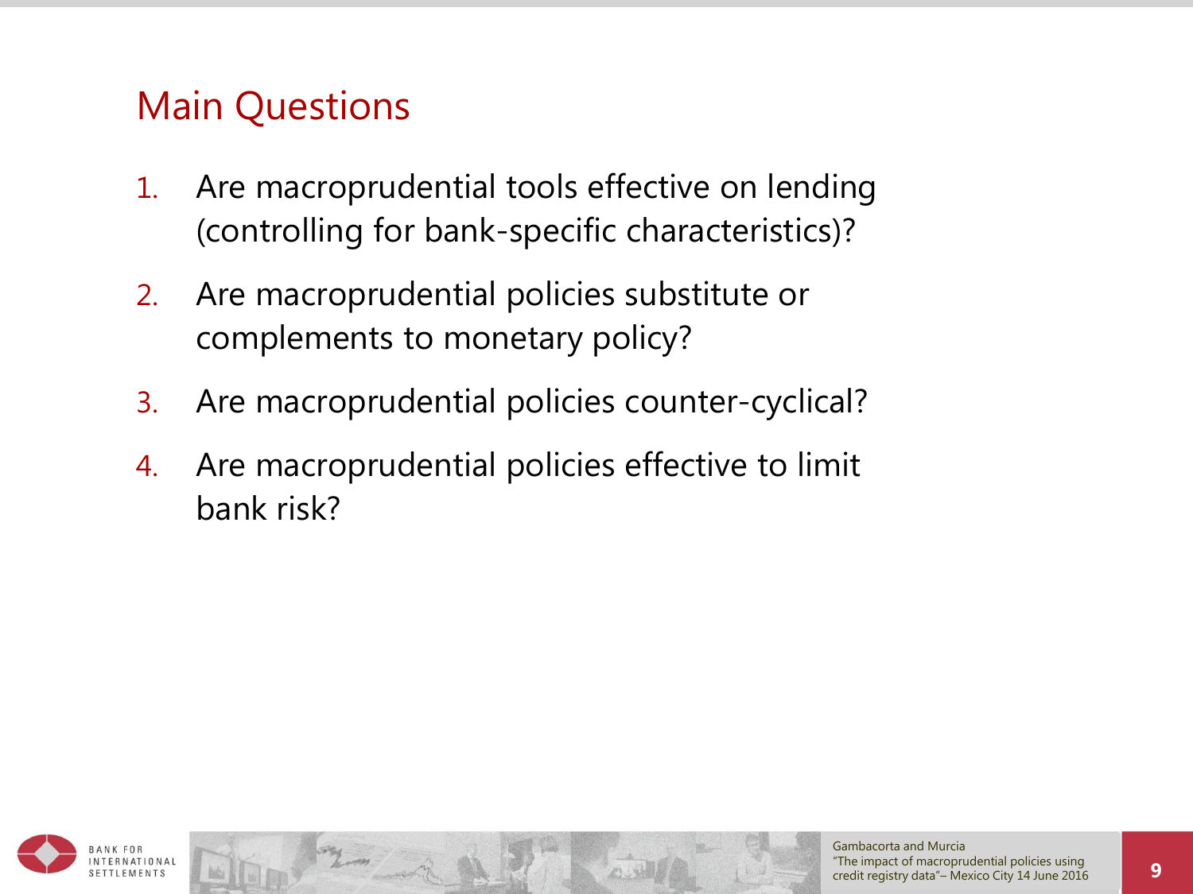# Main Questions

1. Are macroprudential tools effective on lending (controlling for bank-specific characteristics)?
2. Are macroprudential policies substitute or complements to monetary policy?
3. Are macroprudential policies counter-cyclical?
4. Are macroprudential policies effective to limit bank risk?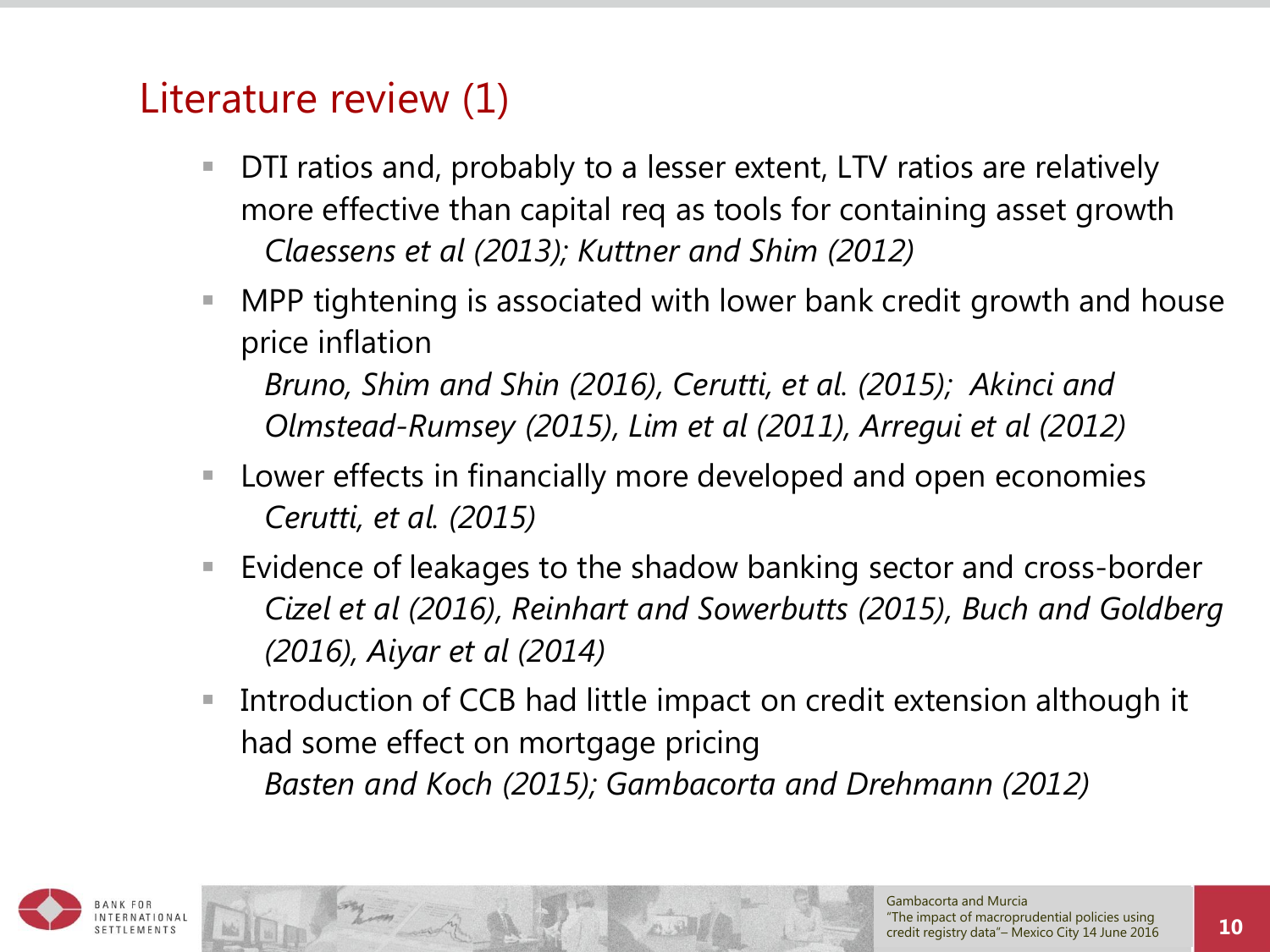# Literature review (1)

- DTI ratios and, probably to a lesser extent, LTV ratios are relatively more effective than capital req as tools for containing asset growth
  *Claessens et al (2013); Kuttner and Shim (2012)*
- MPP tightening is associated with lower bank credit growth and house price inflation
  *Bruno, Shim and Shin (2016), Cerutti, et al. (2015); Akinci and Olmstead-Rumsey (2015), Lim et al (2011), Arregui et al (2012)*
- Lower effects in financially more developed and open economies
  *Cerutti, et al. (2015)*
- Evidence of leakages to the shadow banking sector and cross-border
  *Cizel et al (2016), Reinhart and Sowerbutts (2015), Buch and Goldberg (2016), Aiyar et al (2014)*
- Introduction of CCB had little impact on credit extension although it had some effect on mortgage pricing
  *Basten and Koch (2015); Gambacorta and Drehmann (2012)*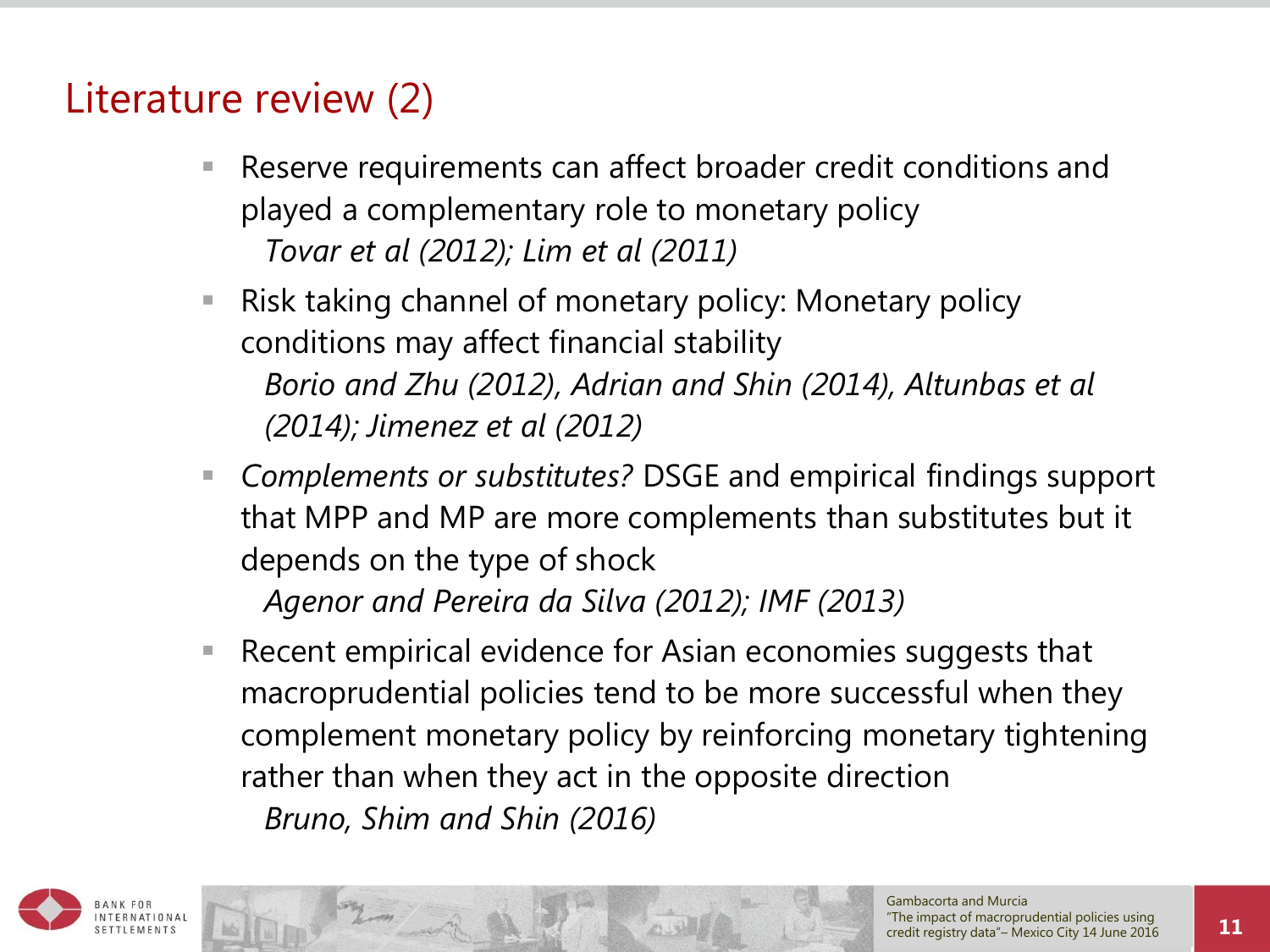# Literature review (2)

- Reserve requirements can affect broader credit conditions and played a complementary role to monetary policy
  *Tovar et al (2012); Lim et al (2011)*
- Risk taking channel of monetary policy: Monetary policy conditions may affect financial stability
  *Borio and Zhu (2012), Adrian and Shin (2014), Altunbas et al (2014); Jimenez et al (2012)*
- *Complements or substitutes?* DSGE and empirical findings support that MPP and MP are more complements than substitutes but it depends on the type of shock
  *Agenor and Pereira da Silva (2012); IMF (2013)*
- Recent empirical evidence for Asian economies suggests that macroprudential policies tend to be more successful when they complement monetary policy by reinforcing monetary tightening rather than when they act in the opposite direction
  *Bruno, Shim and Shin (2016)*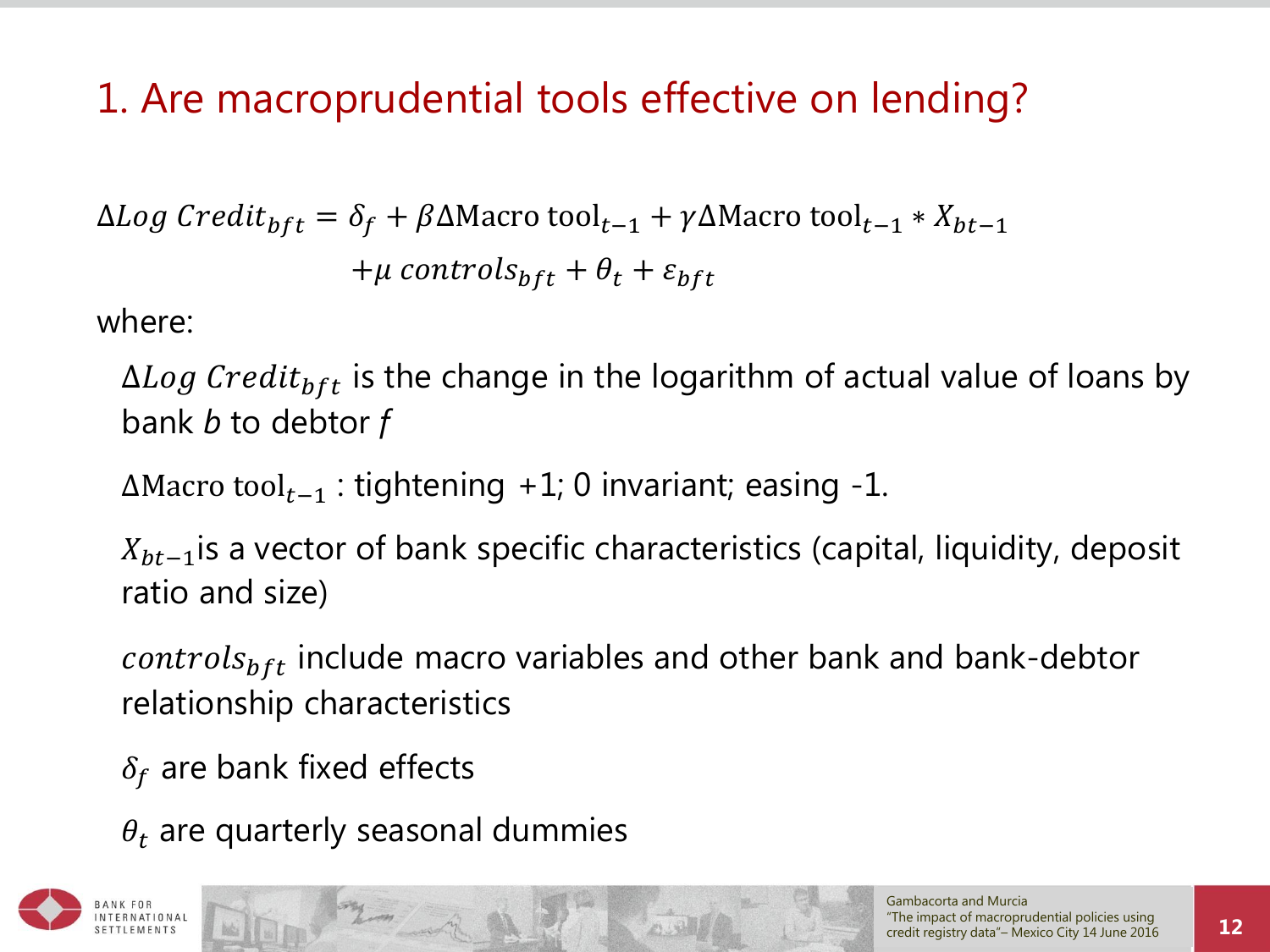# 1. Are macroprudential tools effective on lending?

$$\Delta Log\ Credit_{bft} = \delta_f + \beta \Delta \text{Macro tool}_{t-1} + \gamma \Delta \text{Macro tool}_{t-1} * X_{bt-1}$$
$$+ \mu\ controls_{bft} + \theta_t + \varepsilon_{bft}$$

where:

- $\Delta Log\ Credit_{bft}$ is the change in the logarithm of actual value of loans by bank *b* to debtor *f*
- $\Delta \text{Macro tool}_{t-1}$ : tightening +1; 0 invariant; easing -1.
- $X_{bt-1}$ is a vector of bank specific characteristics (capital, liquidity, deposit ratio and size)
- $controls_{bft}$ include macro variables and other bank and bank-debtor relationship characteristics
- $\delta_f$ are bank fixed effects
- $\theta_t$ are quarterly seasonal dummies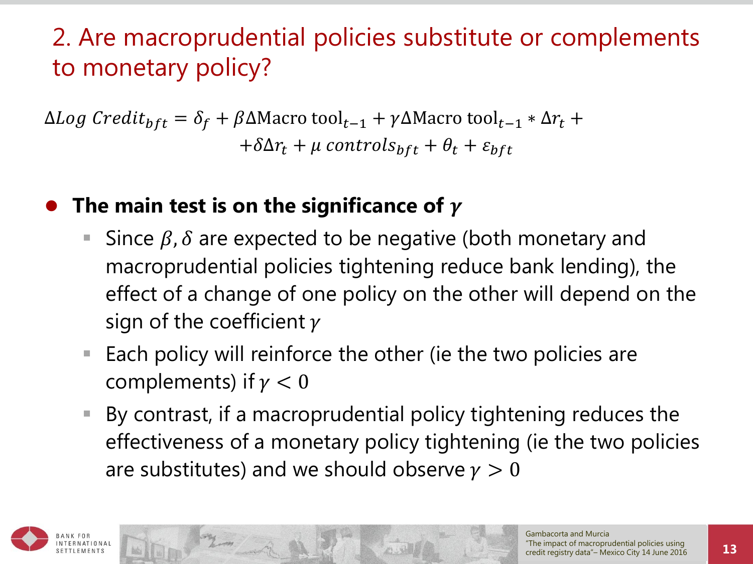# 2. Are macroprudential policies substitute or complements to monetary policy?

$$\Delta Log\ Credit_{bft} = \delta_f + \beta \Delta \text{Macro tool}_{t-1} + \gamma \Delta \text{Macro tool}_{t-1} * \Delta r_t + $$
$$+ \delta \Delta r_t + \mu\ controls_{bft} + \theta_t + \varepsilon_{bft}$$

- **The main test is on the significance of $\gamma$**
  - Since $\beta, \delta$ are expected to be negative (both monetary and macroprudential policies tightening reduce bank lending), the effect of a change of one policy on the other will depend on the sign of the coefficient $\gamma$
  - Each policy will reinforce the other (ie the two policies are complements) if $\gamma < 0$
  - By contrast, if a macroprudential policy tightening reduces the effectiveness of a monetary policy tightening (ie the two policies are substitutes) and we should observe $\gamma > 0$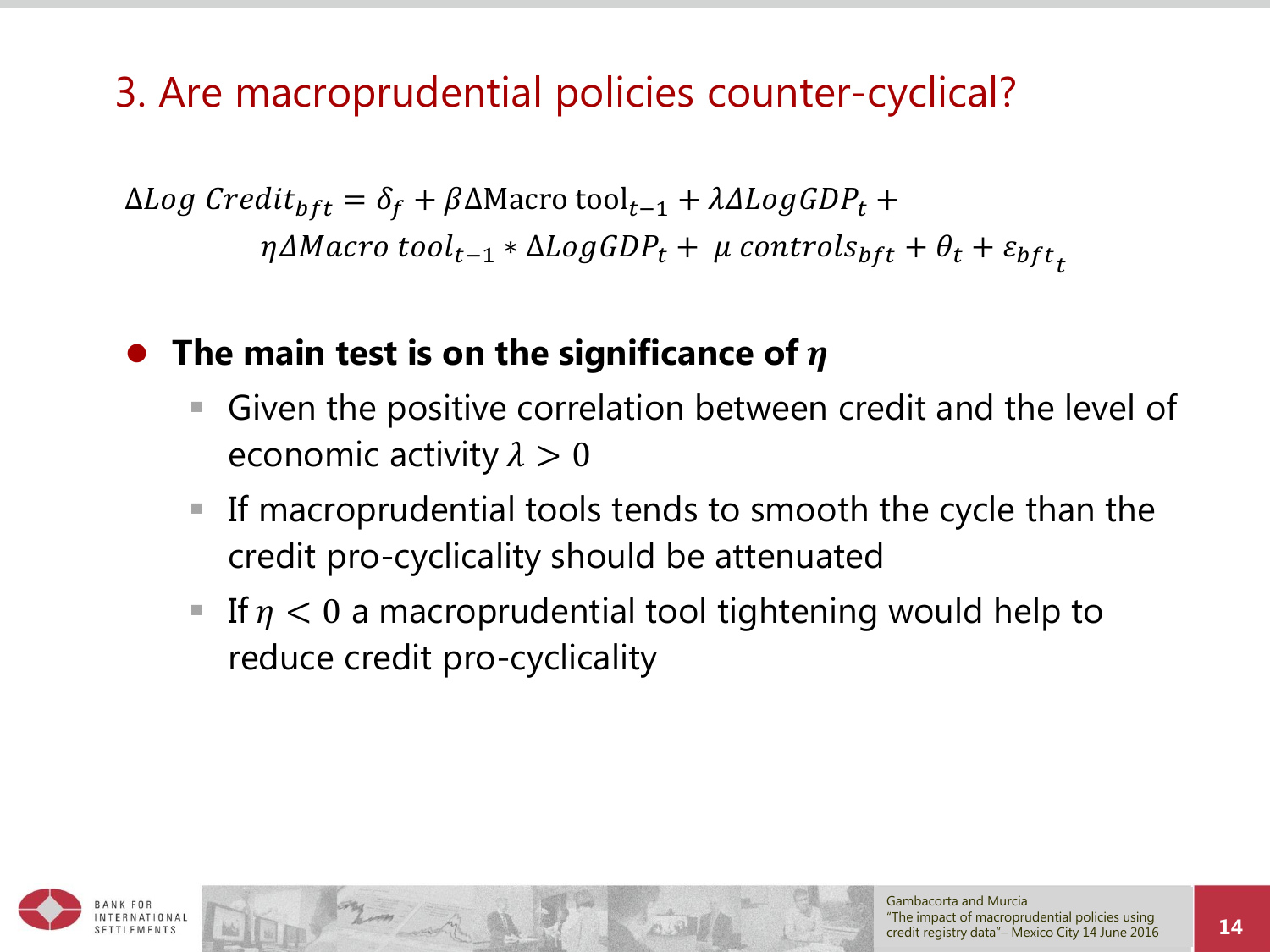# 3. Are macroprudential policies counter-cyclical?

$$
\Delta Log\ Credit_{bft} = \delta_f + \beta \Delta \text{Macro tool}_{t-1} + \lambda \Delta Log GDP_t + \eta \Delta Macro\ tool_{t-1} * \Delta Log GDP_t + \mu\ controls_{bft} + \theta_t + \varepsilon_{bft_t}
$$

- **The main test is on the significance of $\eta$**
  - Given the positive correlation between credit and the level of economic activity $\lambda > 0$
  - If macroprudential tools tends to smooth the cycle than the credit pro-cyclicality should be attenuated
  - If $\eta < 0$ a macroprudential tool tightening would help to reduce credit pro-cyclicality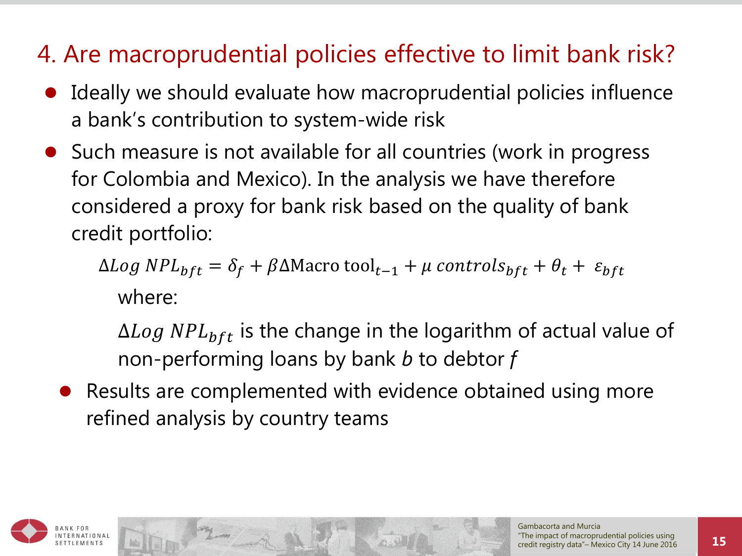# 4. Are macroprudential policies effective to limit bank risk?

- Ideally we should evaluate how macroprudential policies influence a bank's contribution to system-wide risk
- Such measure is not available for all countries (work in progress for Colombia and Mexico). In the analysis we have therefore considered a proxy for bank risk based on the quality of bank credit portfolio:

$$\Delta Log\ NPL_{bft} = \delta_f + \beta \Delta \text{Macro tool}_{t-1} + \mu\ controls_{bft} + \theta_t + \varepsilon_{bft}$$

where:

$\Delta Log\ NPL_{bft}$ is the change in the logarithm of actual value of non-performing loans by bank *b* to debtor *f*

- Results are complemented with evidence obtained using more refined analysis by country teams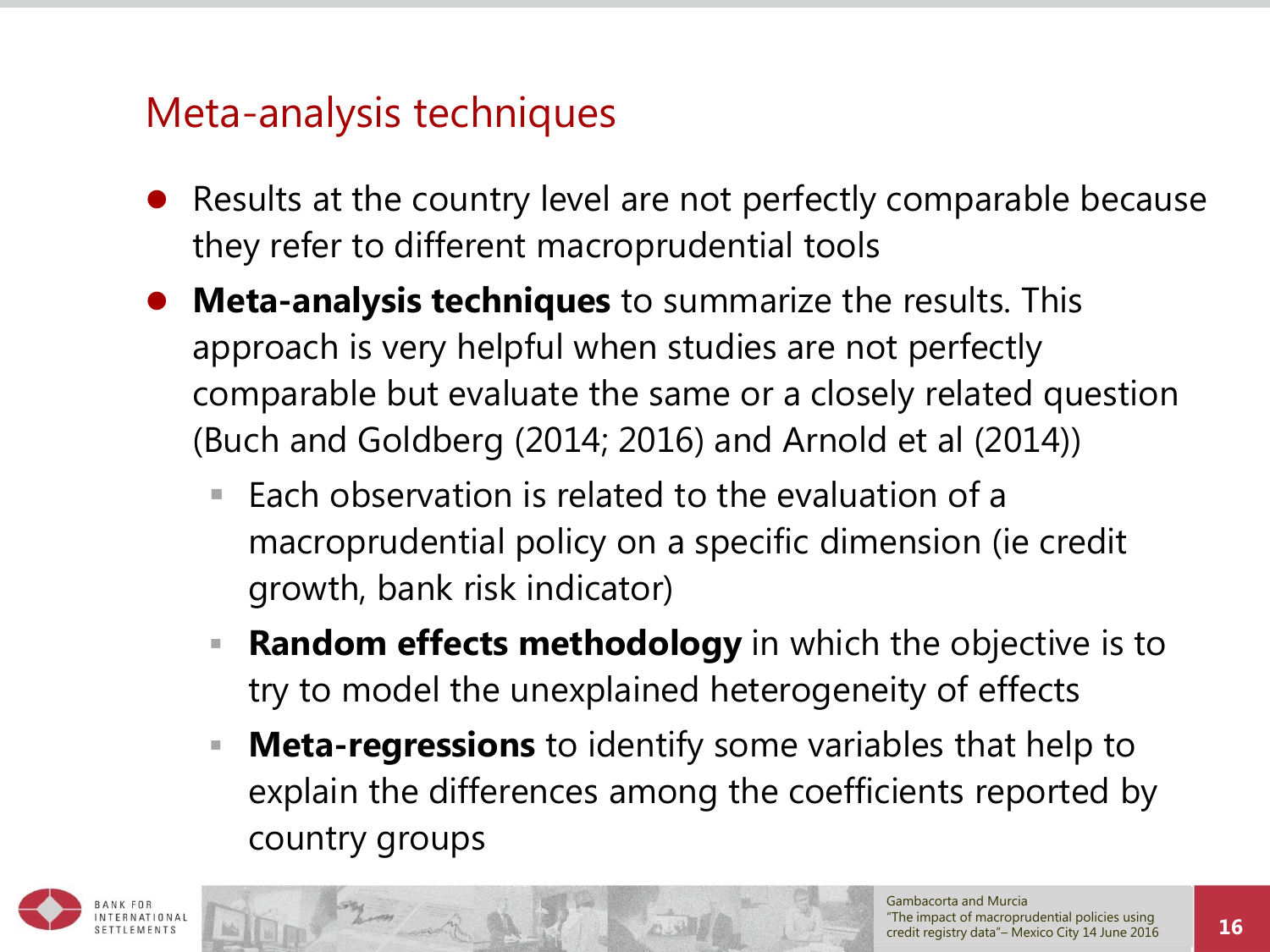## Meta-analysis techniques

- Results at the country level are not perfectly comparable because they refer to different macroprudential tools
- **Meta-analysis techniques** to summarize the results. This approach is very helpful when studies are not perfectly comparable but evaluate the same or a closely related question (Buch and Goldberg (2014; 2016) and Arnold et al (2014))
  - Each observation is related to the evaluation of a macroprudential policy on a specific dimension (ie credit growth, bank risk indicator)
  - **Random effects methodology** in which the objective is to try to model the unexplained heterogeneity of effects
  - **Meta-regressions** to identify some variables that help to explain the differences among the coefficients reported by country groups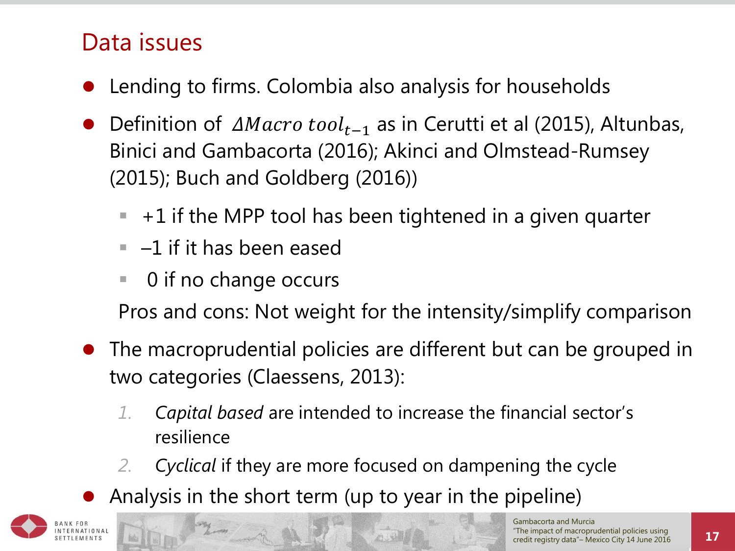# Data issues

- Lending to firms. Colombia also analysis for households
- Definition of $\Delta Macro\ tool_{t-1}$ as in Cerutti et al (2015), Altunbas, Binici and Gambacorta (2016); Akinci and Olmstead-Rumsey (2015); Buch and Goldberg (2016))
  - +1 if the MPP tool has been tightened in a given quarter
  - –1 if it has been eased
  - 0 if no change occurs

  Pros and cons: Not weight for the intensity/simplify comparison
- The macroprudential policies are different but can be grouped in two categories (Claessens, 2013):
  1. *Capital based* are intended to increase the financial sector's resilience
  2. *Cyclical* if they are more focused on dampening the cycle
- Analysis in the short term (up to year in the pipeline)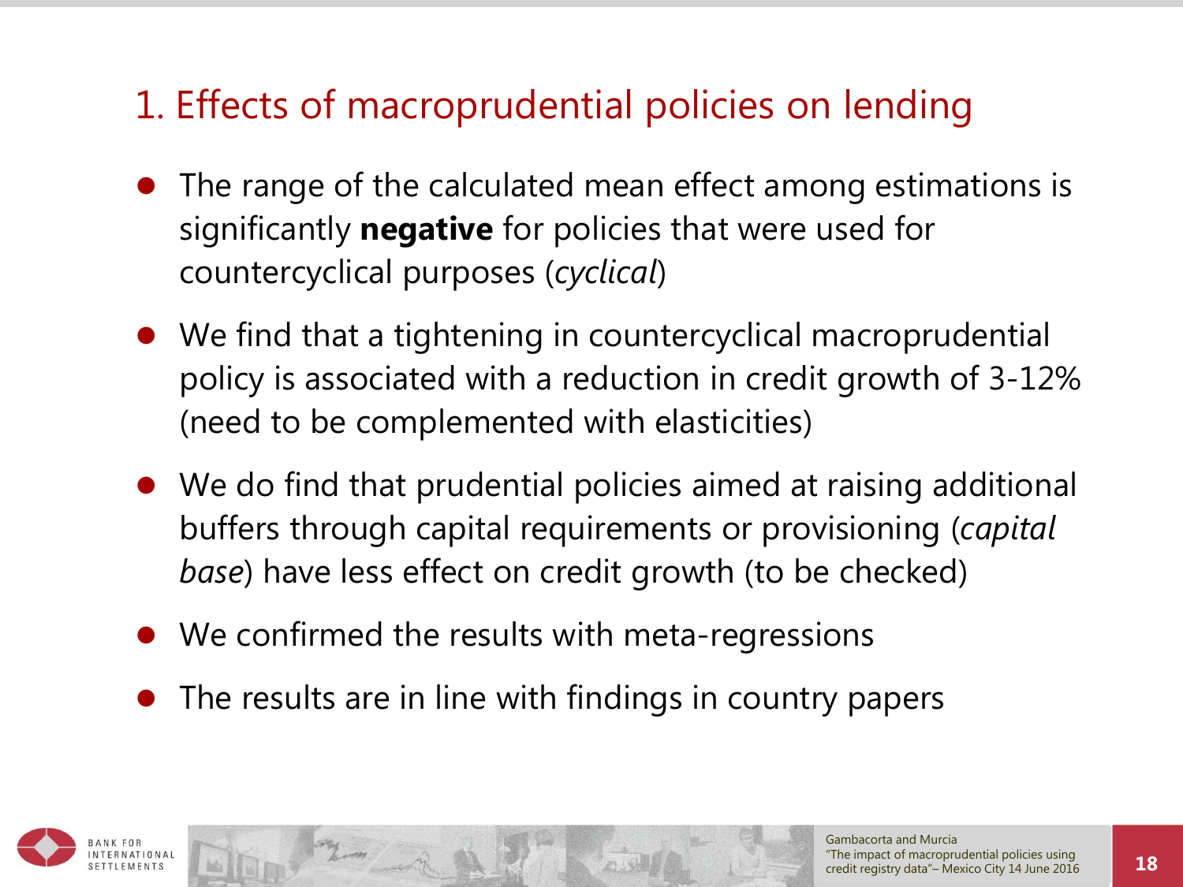## 1. Effects of macroprudential policies on lending

- The range of the calculated mean effect among estimations is significantly **negative** for policies that were used for countercyclical purposes (*cyclical*)
- We find that a tightening in countercyclical macroprudential policy is associated with a reduction in credit growth of 3-12% (need to be complemented with elasticities)
- We do find that prudential policies aimed at raising additional buffers through capital requirements or provisioning (*capital base*) have less effect on credit growth (to be checked)
- We confirmed the results with meta-regressions
- The results are in line with findings in country papers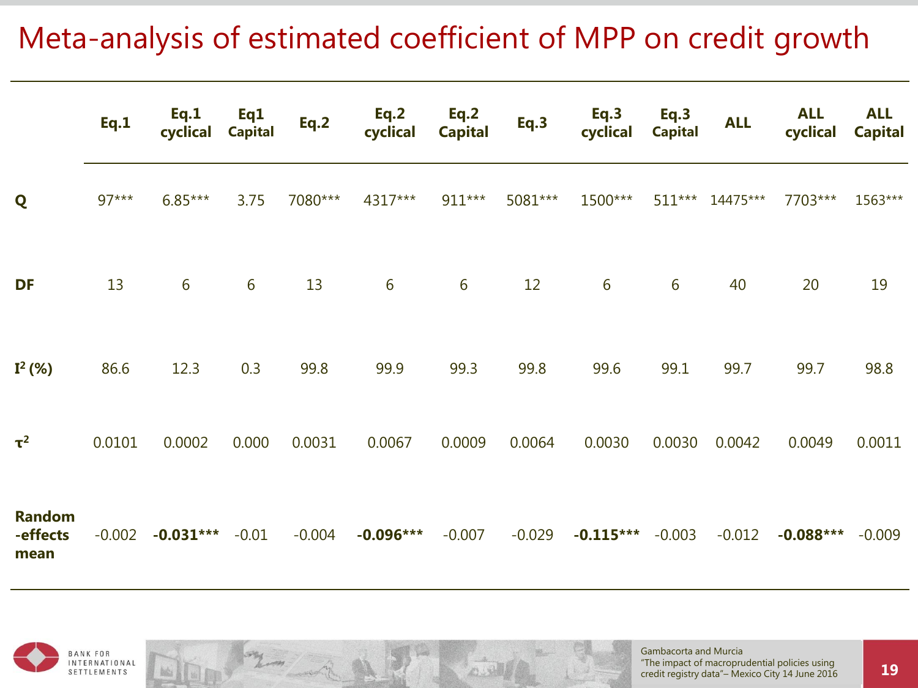# Meta-analysis of estimated coefficient of MPP on credit growth

| | Eq.1 | Eq.1 cyclical | Eq1 Capital | Eq.2 | Eq.2 cyclical | Eq.2 Capital | Eq.3 | Eq.3 cyclical | Eq.3 Capital | ALL | ALL cyclical | ALL Capital |
|---|---|---|---|---|---|---|---|---|---|---|---|---|
| **Q** | 97*** | 6.85*** | 3.75 | 7080*** | 4317*** | 911*** | 5081*** | 1500*** | 511*** | 14475*** | 7703*** | 1563*** |
| **DF** | 13 | 6 | 6 | 13 | 6 | 6 | 12 | 6 | 6 | 40 | 20 | 19 |
| **$I^2$ (%)** | 86.6 | 12.3 | 0.3 | 99.8 | 99.9 | 99.3 | 99.8 | 99.6 | 99.1 | 99.7 | 99.7 | 98.8 |
| **$\tau^2$** | 0.0101 | 0.0002 | 0.000 | 0.0031 | 0.0067 | 0.0009 | 0.0064 | 0.0030 | 0.0030 | 0.0042 | 0.0049 | 0.0011 |
| **Random-effects mean** | -0.002 | **-0.031*** ** | -0.01 | -0.004 | **-0.096*** ** | -0.007 | -0.029 | **-0.115*** ** | -0.003 | -0.012 | **-0.088*** ** | -0.009 |

Gambacorta and Murcia "The impact of macroprudential policies using credit registry data"– Mexico City 14 June 2016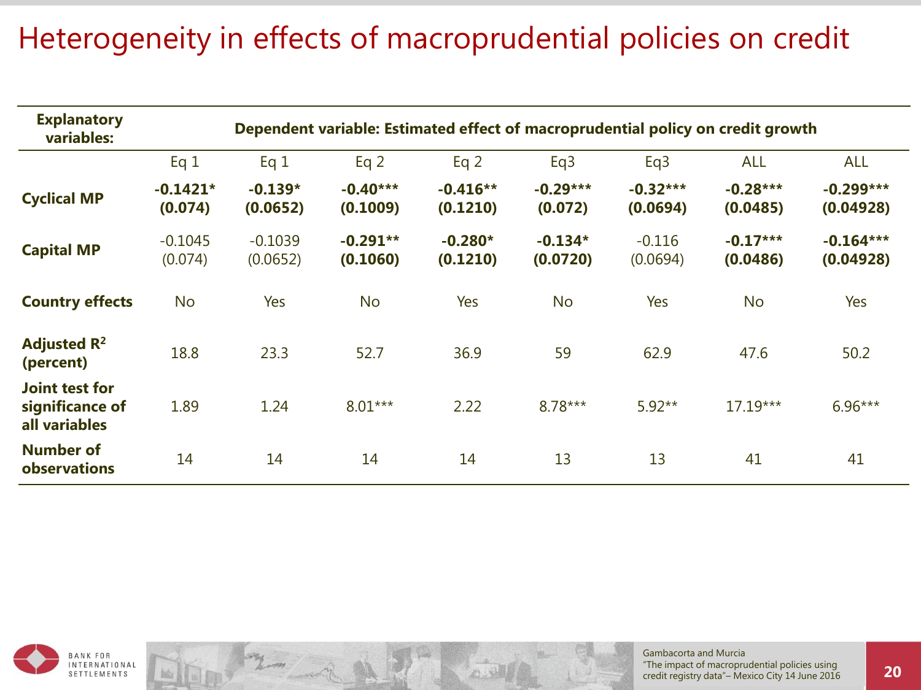# Heterogeneity in effects of macroprudential policies on credit

| Explanatory variables: | Dependent variable: Estimated effect of macroprudential policy on credit growth | | | | | | | |
|---|---|---|---|---|---|---|---|---|
| | Eq 1 | Eq 1 | Eq 2 | Eq 2 | Eq3 | Eq3 | ALL | ALL |
| **Cyclical MP** | **-0.1421*** **(0.074)** | **-0.139*** **(0.0652)** | **-0.40***** **(0.1009)** | **-0.416**** **(0.1210)** | **-0.29***** **(0.072)** | **-0.32***** **(0.0694)** | **-0.28***** **(0.0485)** | **-0.299***** **(0.04928)** |
| **Capital MP** | -0.1045 (0.074) | -0.1039 (0.0652) | **-0.291**** **(0.1060)** | **-0.280*** **(0.1210)** | **-0.134*** **(0.0720)** | -0.116 (0.0694) | **-0.17***** **(0.0486)** | **-0.164***** **(0.04928)** |
| **Country effects** | No | Yes | No | Yes | No | Yes | No | Yes |
| **Adjusted $R^2$ (percent)** | 18.8 | 23.3 | 52.7 | 36.9 | 59 | 62.9 | 47.6 | 50.2 |
| **Joint test for significance of all variables** | 1.89 | 1.24 | 8.01*** | 2.22 | 8.78*** | 5.92** | 17.19*** | 6.96*** |
| **Number of observations** | 14 | 14 | 14 | 14 | 13 | 13 | 41 | 41 |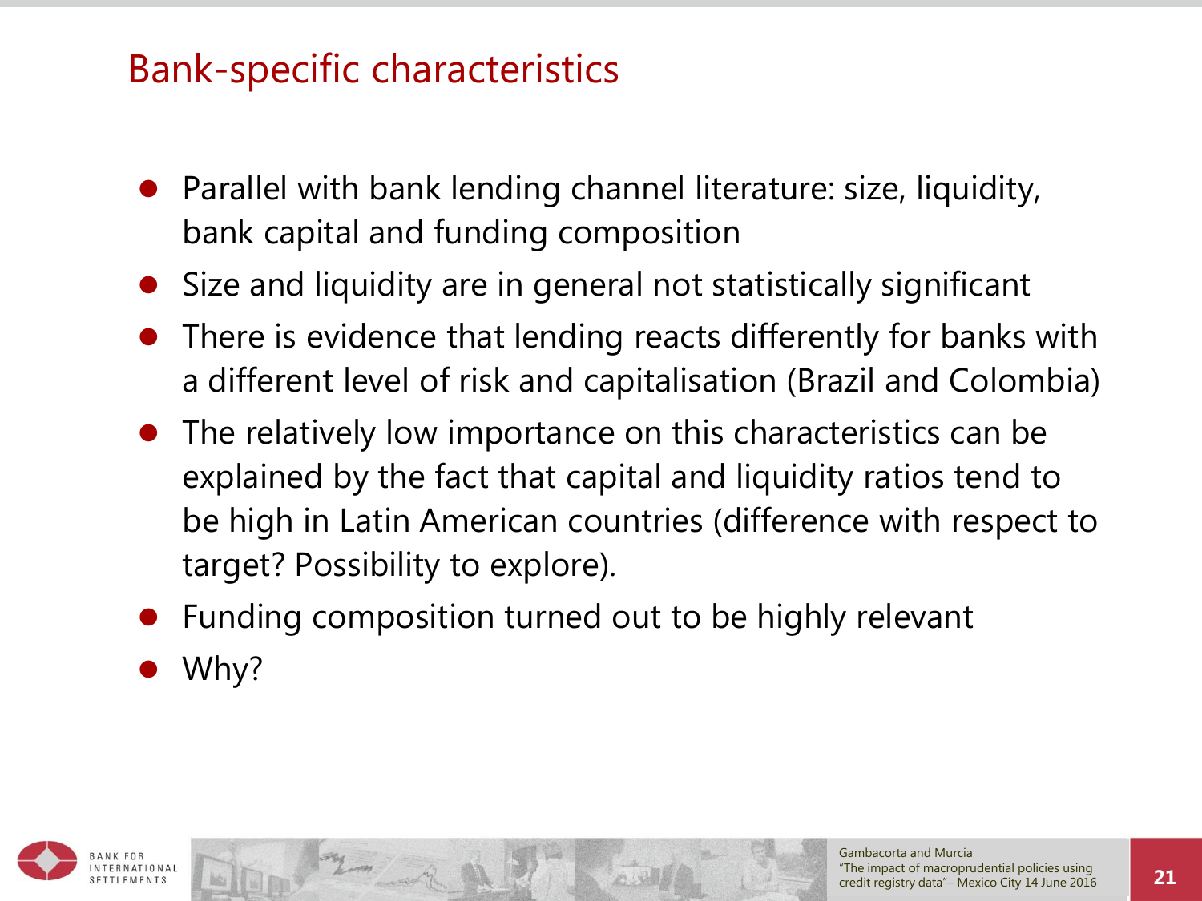# Bank-specific characteristics

- Parallel with bank lending channel literature: size, liquidity, bank capital and funding composition
- Size and liquidity are in general not statistically significant
- There is evidence that lending reacts differently for banks with a different level of risk and capitalisation (Brazil and Colombia)
- The relatively low importance on this characteristics can be explained by the fact that capital and liquidity ratios tend to be high in Latin American countries (difference with respect to target? Possibility to explore).
- Funding composition turned out to be highly relevant
- Why?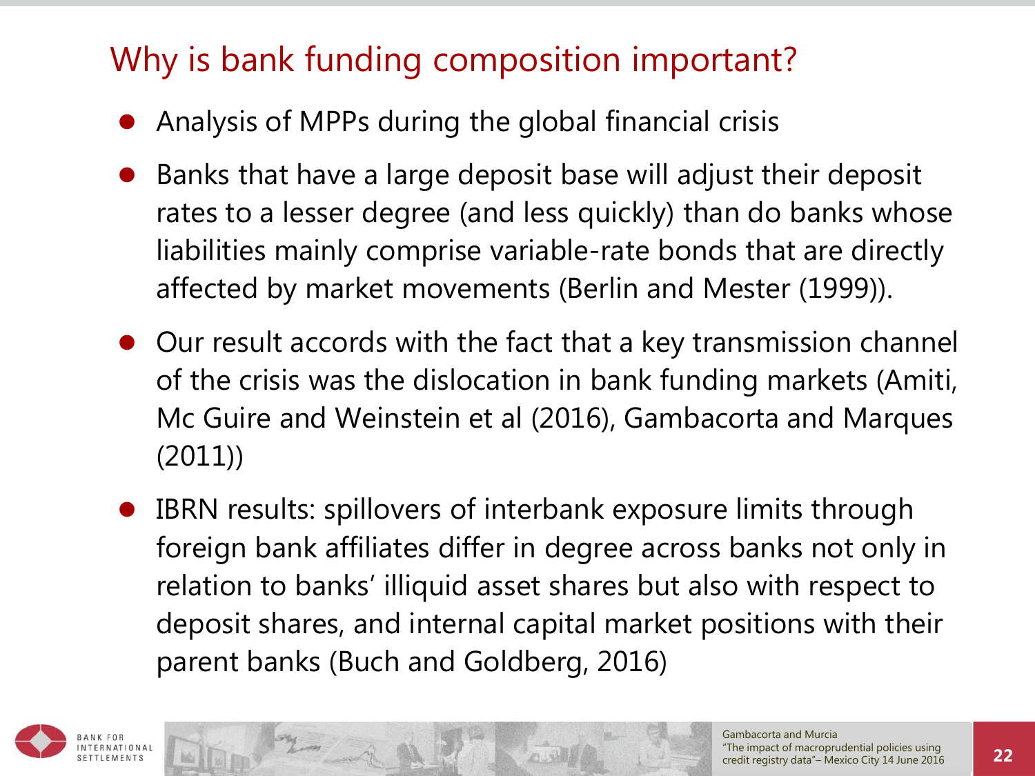# Why is bank funding composition important?

- Analysis of MPPs during the global financial crisis
- Banks that have a large deposit base will adjust their deposit rates to a lesser degree (and less quickly) than do banks whose liabilities mainly comprise variable-rate bonds that are directly affected by market movements (Berlin and Mester (1999)).
- Our result accords with the fact that a key transmission channel of the crisis was the dislocation in bank funding markets (Amiti, Mc Guire and Weinstein et al (2016), Gambacorta and Marques (2011))
- IBRN results: spillovers of interbank exposure limits through foreign bank affiliates differ in degree across banks not only in relation to banks' illiquid asset shares but also with respect to deposit shares, and internal capital market positions with their parent banks (Buch and Goldberg, 2016)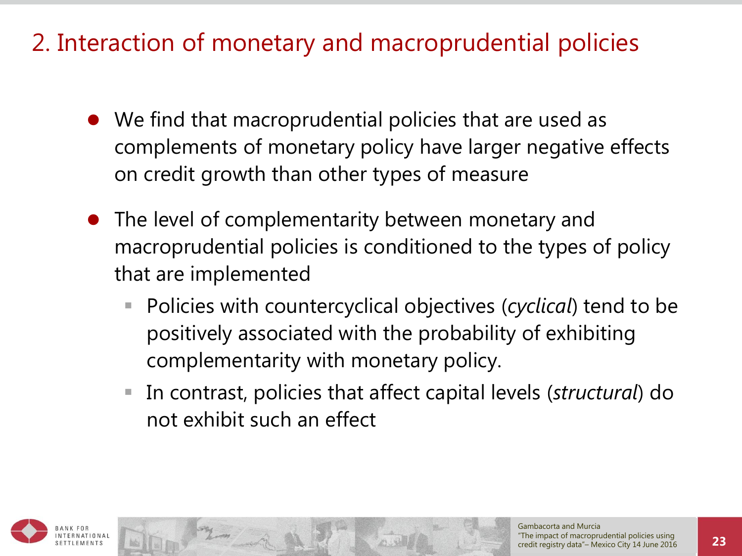# 2. Interaction of monetary and macroprudential policies

- We find that macroprudential policies that are used as complements of monetary policy have larger negative effects on credit growth than other types of measure
- The level of complementarity between monetary and macroprudential policies is conditioned to the types of policy that are implemented
  - Policies with countercyclical objectives (*cyclical*) tend to be positively associated with the probability of exhibiting complementarity with monetary policy.
  - In contrast, policies that affect capital levels (*structural*) do not exhibit such an effect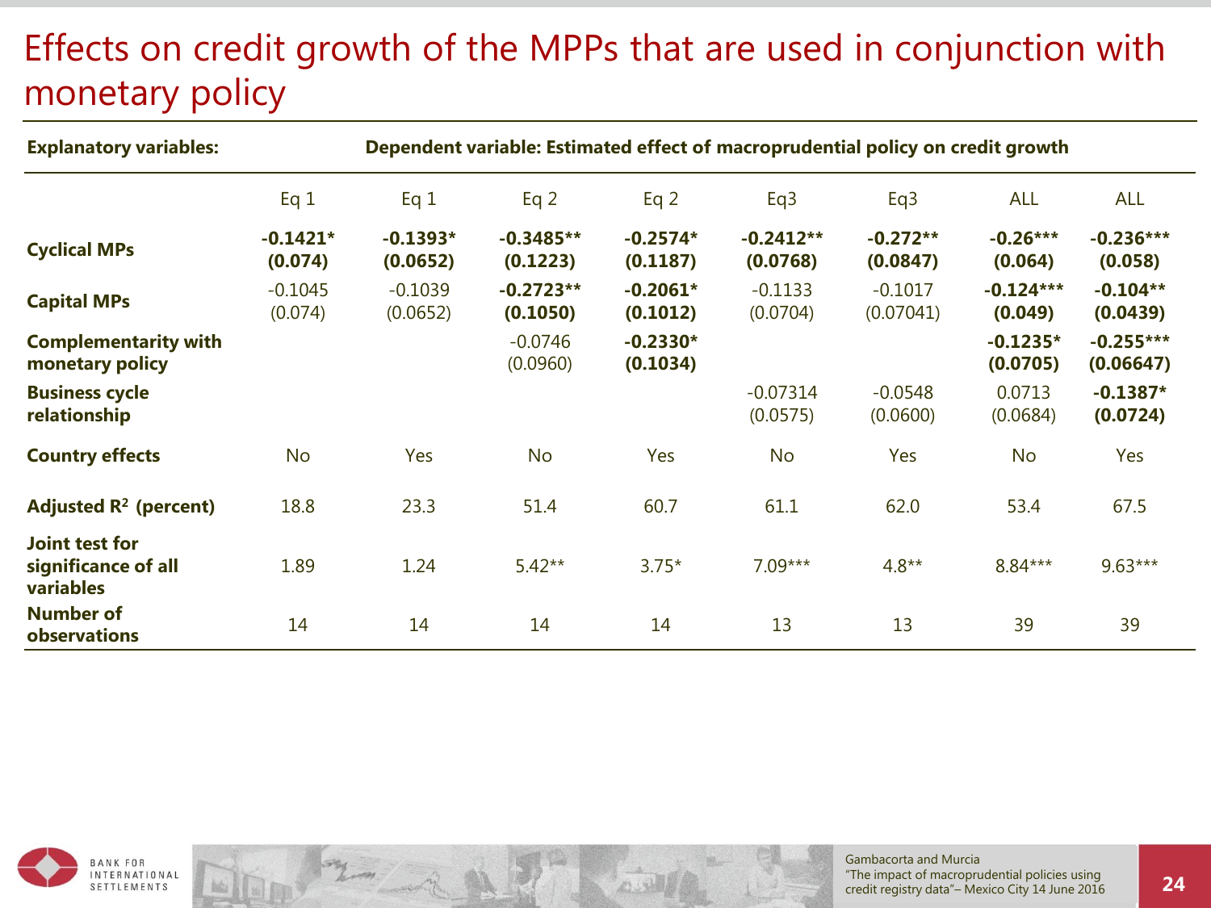# Effects on credit growth of the MPPs that are used in conjunction with monetary policy

| Explanatory variables: | Dependent variable: Estimated effect of macroprudential policy on credit growth | | | | | | | |
|---|---|---|---|---|---|---|---|---|
| | Eq 1 | Eq 1 | Eq 2 | Eq 2 | Eq3 | Eq3 | ALL | ALL |
| **Cyclical MPs** | **-0.1421*** **(0.074)** | **-0.1393*** **(0.0652)** | **-0.3485**** **(0.1223)** | **-0.2574*** **(0.1187)** | **-0.2412**** **(0.0768)** | **-0.272**** **(0.0847)** | **-0.26***** **(0.064)** | **-0.236***** **(0.058)** |
| **Capital MPs** | -0.1045 (0.074) | -0.1039 (0.0652) | **-0.2723**** **(0.1050)** | **-0.2061*** **(0.1012)** | -0.1133 (0.0704) | -0.1017 (0.07041) | **-0.124***** **(0.049)** | **-0.104**** **(0.0439)** |
| **Complementarity with monetary policy** | | | -0.0746 (0.0960) | **-0.2330*** **(0.1034)** | | | **-0.1235*** **(0.0705)** | **-0.255***** **(0.06647)** |
| **Business cycle relationship** | | | | | -0.07314 (0.0575) | -0.0548 (0.0600) | 0.0713 (0.0684) | **-0.1387*** **(0.0724)** |
| **Country effects** | No | Yes | No | Yes | No | Yes | No | Yes |
| **Adjusted $R^2$ (percent)** | 18.8 | 23.3 | 51.4 | 60.7 | 61.1 | 62.0 | 53.4 | 67.5 |
| **Joint test for significance of all variables** | 1.89 | 1.24 | 5.42** | 3.75* | 7.09*** | 4.8** | 8.84*** | 9.63*** |
| **Number of observations** | 14 | 14 | 14 | 14 | 13 | 13 | 39 | 39 |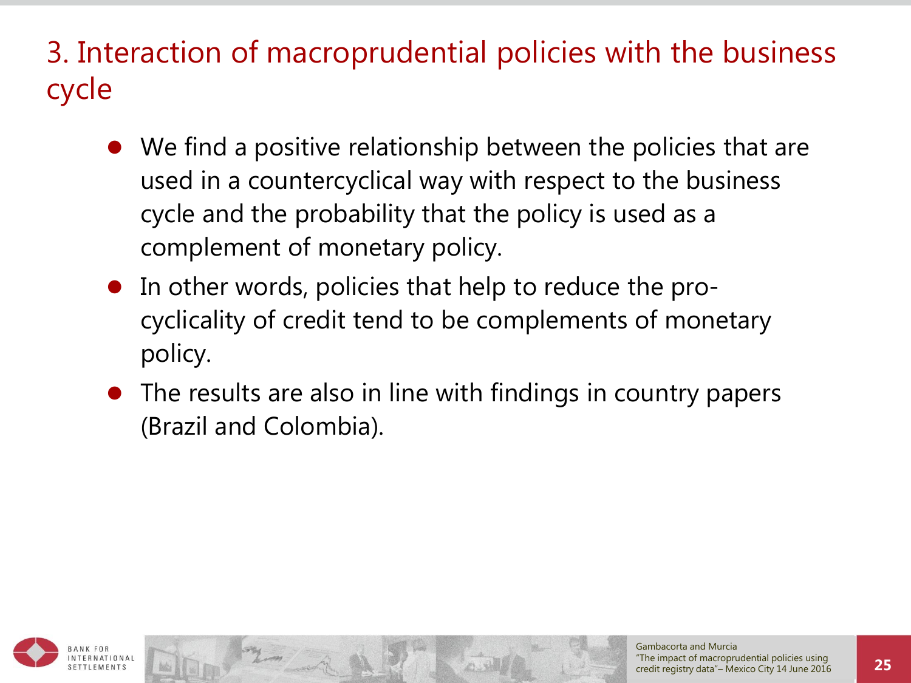# 3. Interaction of macroprudential policies with the business cycle

- We find a positive relationship between the policies that are used in a countercyclical way with respect to the business cycle and the probability that the policy is used as a complement of monetary policy.
- In other words, policies that help to reduce the pro-cyclicality of credit tend to be complements of monetary policy.
- The results are also in line with findings in country papers (Brazil and Colombia).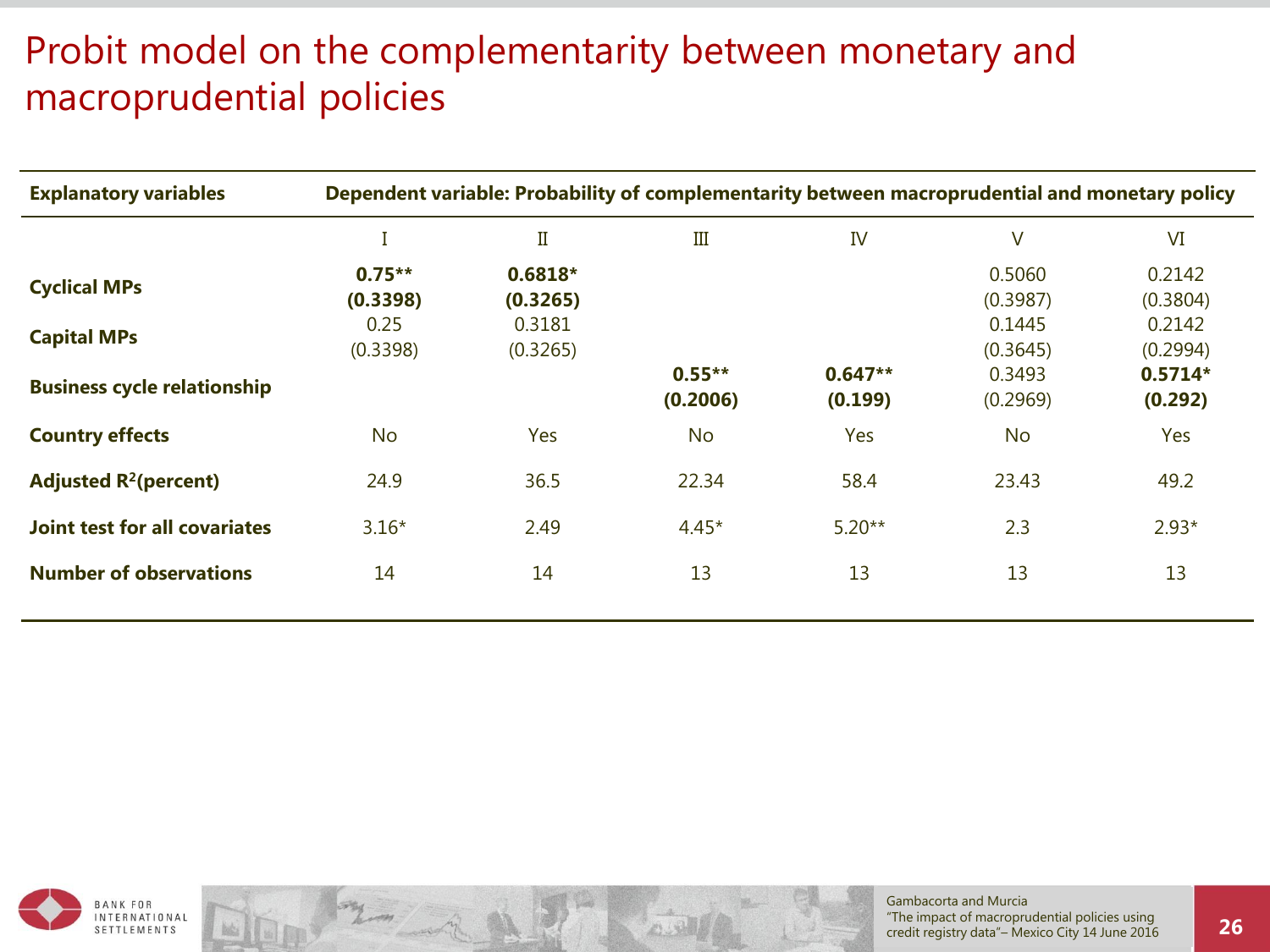# Probit model on the complementarity between monetary and macroprudential policies

| Explanatory variables | Dependent variable: Probability of complementarity between macroprudential and monetary policy | | | | | |
|---|---|---|---|---|---|---|
| | I | II | III | IV | V | VI |
| **Cyclical MPs** | **0.75**<br>**(0.3398)** | **0.6818***<br>**(0.3265)** | | | 0.5060<br>(0.3987) | 0.2142<br>(0.3804) |
| **Capital MPs** | 0.25<br>(0.3398) | 0.3181<br>(0.3265) | | | 0.1445<br>(0.3645) | 0.2142<br>(0.2994) |
| **Business cycle relationship** | | | **0.55**<br>**(0.2006)** | **0.647**<br>**(0.199)** | 0.3493<br>(0.2969) | **0.5714***<br>**(0.292)** |
| **Country effects** | No | Yes | No | Yes | No | Yes |
| **Adjusted $R^2$(percent)** | 24.9 | 36.5 | 22.34 | 58.4 | 23.43 | 49.2 |
| **Joint test for all covariates** | 3.16* | 2.49 | 4.45* | 5.20** | 2.3 | 2.93* |
| **Number of observations** | 14 | 14 | 13 | 13 | 13 | 13 |

Gambacorta and Murcia
"The impact of macroprudential policies using credit registry data"– Mexico City 14 June 2016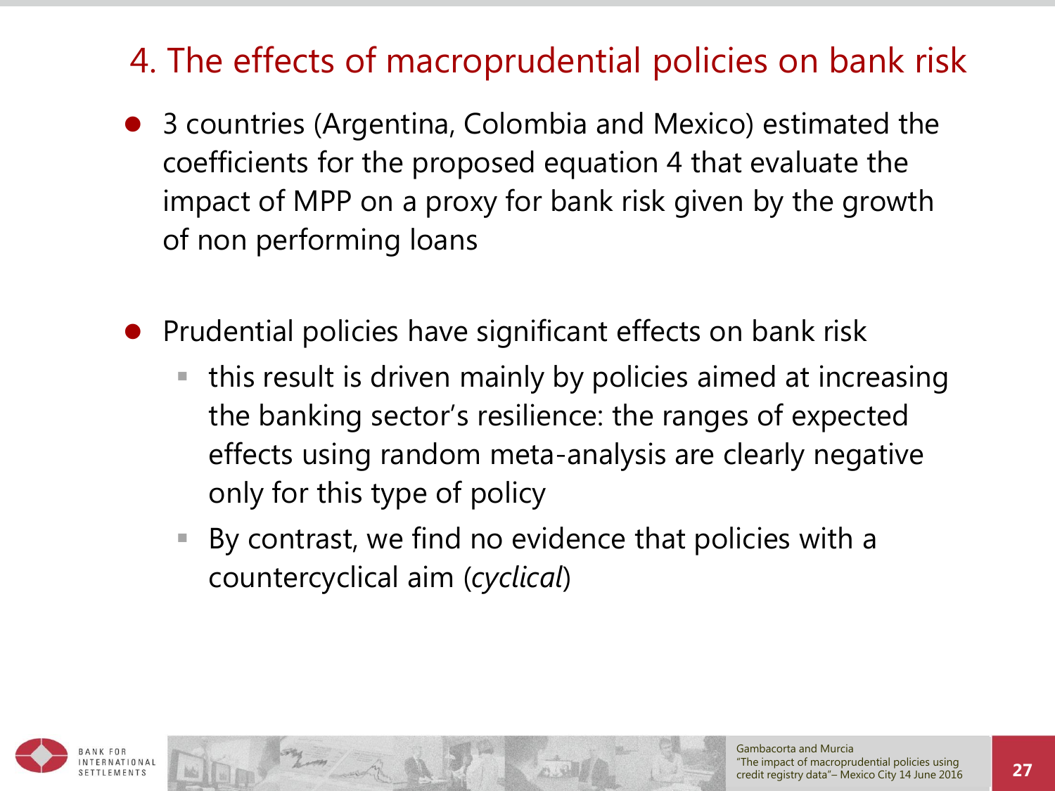# 4. The effects of macroprudential policies on bank risk

- 3 countries (Argentina, Colombia and Mexico) estimated the coefficients for the proposed equation 4 that evaluate the impact of MPP on a proxy for bank risk given by the growth of non performing loans

- Prudential policies have significant effects on bank risk
  - this result is driven mainly by policies aimed at increasing the banking sector's resilience: the ranges of expected effects using random meta-analysis are clearly negative only for this type of policy
  - By contrast, we find no evidence that policies with a countercyclical aim (*cyclical*)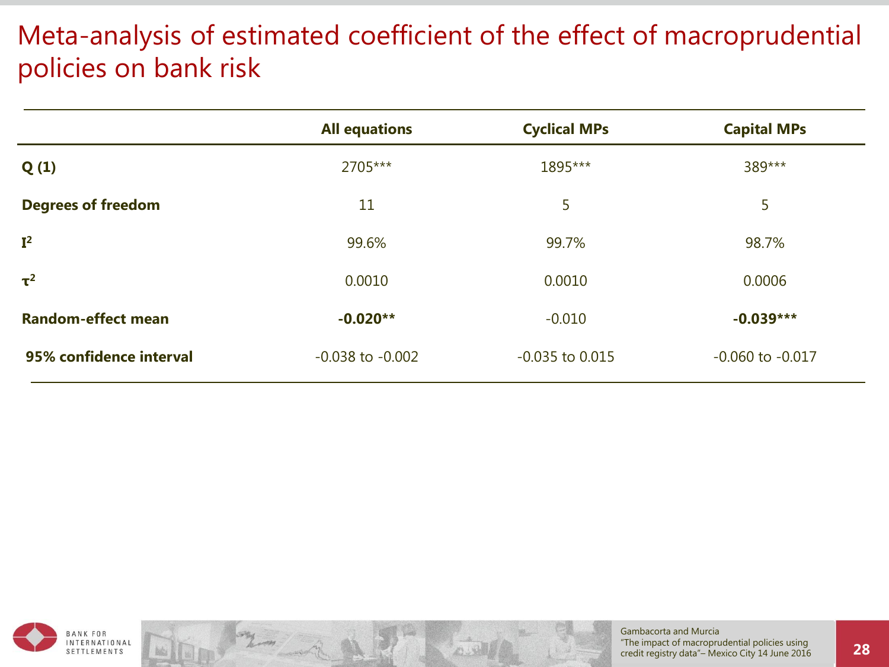# Meta-analysis of estimated coefficient of the effect of macroprudential policies on bank risk

| | **All equations** | **Cyclical MPs** | **Capital MPs** |
|---|---|---|---|
| **Q (1)** | 2705*** | 1895*** | 389*** |
| **Degrees of freedom** | 11 | 5 | 5 |
| $\mathbf{I^2}$ | 99.6% | 99.7% | 98.7% |
| $\boldsymbol{\tau^2}$ | 0.0010 | 0.0010 | 0.0006 |
| **Random-effect mean** | **-0.020**** | -0.010 | **-0.039***** |
| **95% confidence interval** | -0.038 to -0.002 | -0.035 to 0.015 | -0.060 to -0.017 |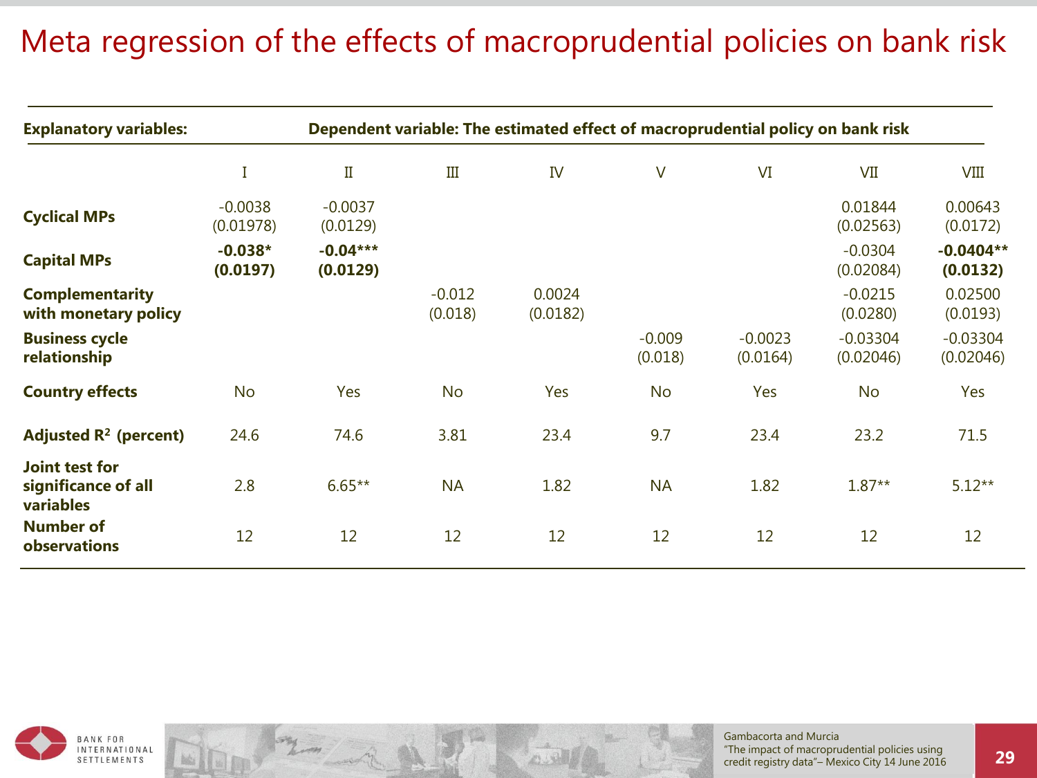# Meta regression of the effects of macroprudential policies on bank risk

| **Explanatory variables:** | **Dependent variable: The estimated effect of macroprudential policy on bank risk** | | | | | | | |
|---|---|---|---|---|---|---|---|---|
| | I | II | III | IV | V | VI | VII | VIII |
| **Cyclical MPs** | -0.0038 (0.01978) | -0.0037 (0.0129) | | | | | 0.01844 (0.02563) | 0.00643 (0.0172) |
| **Capital MPs** | **-0.038* (0.0197)** | **-0.04*** (0.0129)** | | | | | -0.0304 (0.02084) | **-0.0404** (0.0132)** |
| **Complementarity with monetary policy** | | | -0.012 (0.018) | 0.0024 (0.0182) | | | -0.0215 (0.0280) | 0.02500 (0.0193) |
| **Business cycle relationship** | | | | | -0.009 (0.018) | -0.0023 (0.0164) | -0.03304 (0.02046) | -0.03304 (0.02046) |
| **Country effects** | No | Yes | No | Yes | No | Yes | No | Yes |
| **Adjusted $R^2$ (percent)** | 24.6 | 74.6 | 3.81 | 23.4 | 9.7 | 23.4 | 23.2 | 71.5 |
| **Joint test for significance of all variables** | 2.8 | 6.65** | NA | 1.82 | NA | 1.82 | 1.87** | 5.12** |
| **Number of observations** | 12 | 12 | 12 | 12 | 12 | 12 | 12 | 12 |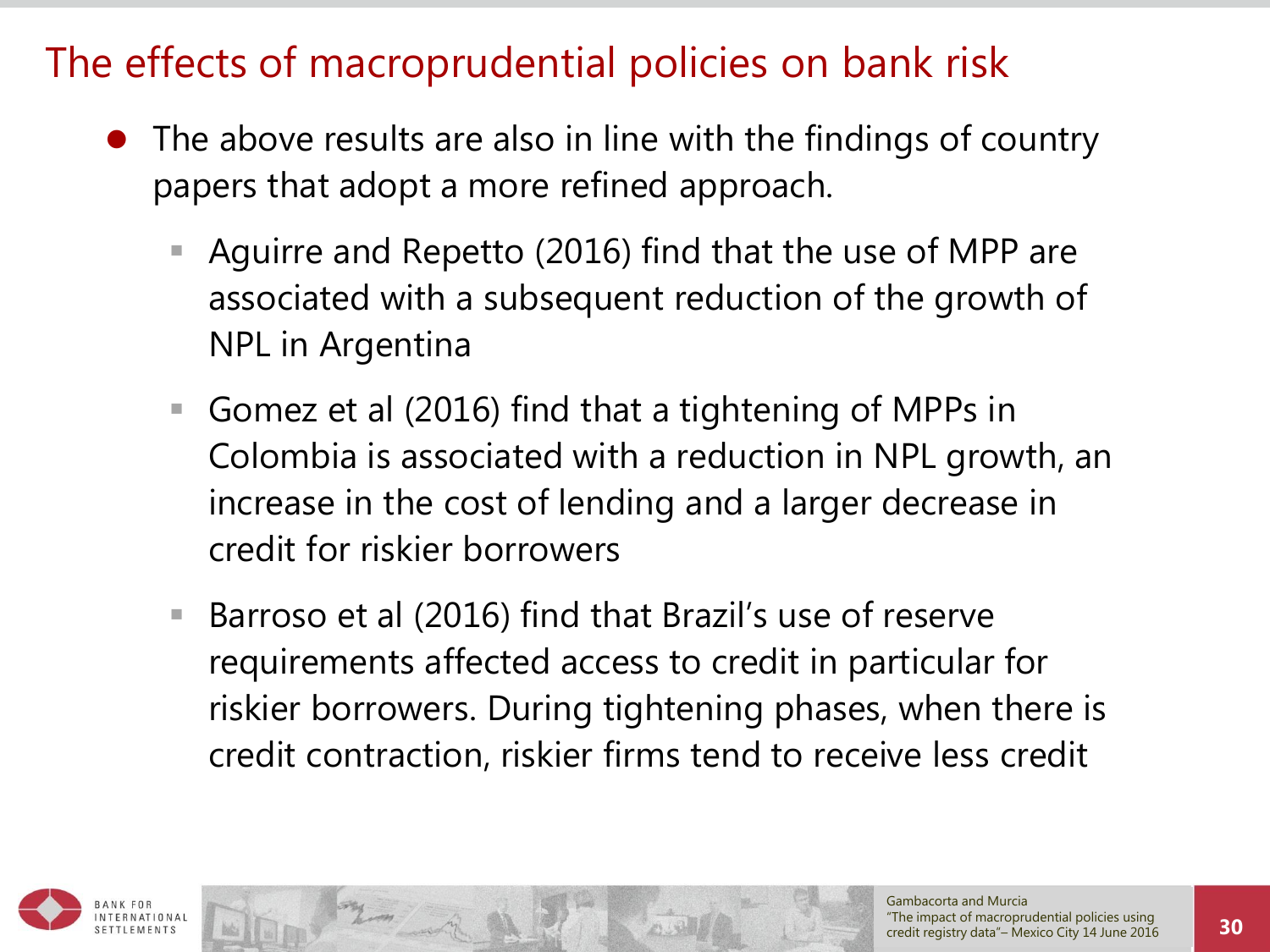# The effects of macroprudential policies on bank risk

- The above results are also in line with the findings of country papers that adopt a more refined approach.
  - Aguirre and Repetto (2016) find that the use of MPP are associated with a subsequent reduction of the growth of NPL in Argentina
  - Gomez et al (2016) find that a tightening of MPPs in Colombia is associated with a reduction in NPL growth, an increase in the cost of lending and a larger decrease in credit for riskier borrowers
  - Barroso et al (2016) find that Brazil's use of reserve requirements affected access to credit in particular for riskier borrowers. During tightening phases, when there is credit contraction, riskier firms tend to receive less credit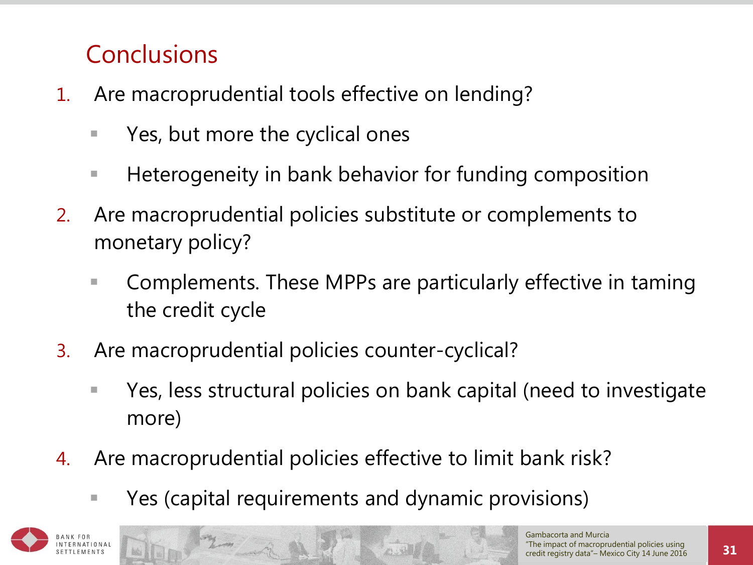# Conclusions

1. Are macroprudential tools effective on lending?
   - Yes, but more the cyclical ones
   - Heterogeneity in bank behavior for funding composition
2. Are macroprudential policies substitute or complements to monetary policy?
   - Complements. These MPPs are particularly effective in taming the credit cycle
3. Are macroprudential policies counter-cyclical?
   - Yes, less structural policies on bank capital (need to investigate more)
4. Are macroprudential policies effective to limit bank risk?
   - Yes (capital requirements and dynamic provisions)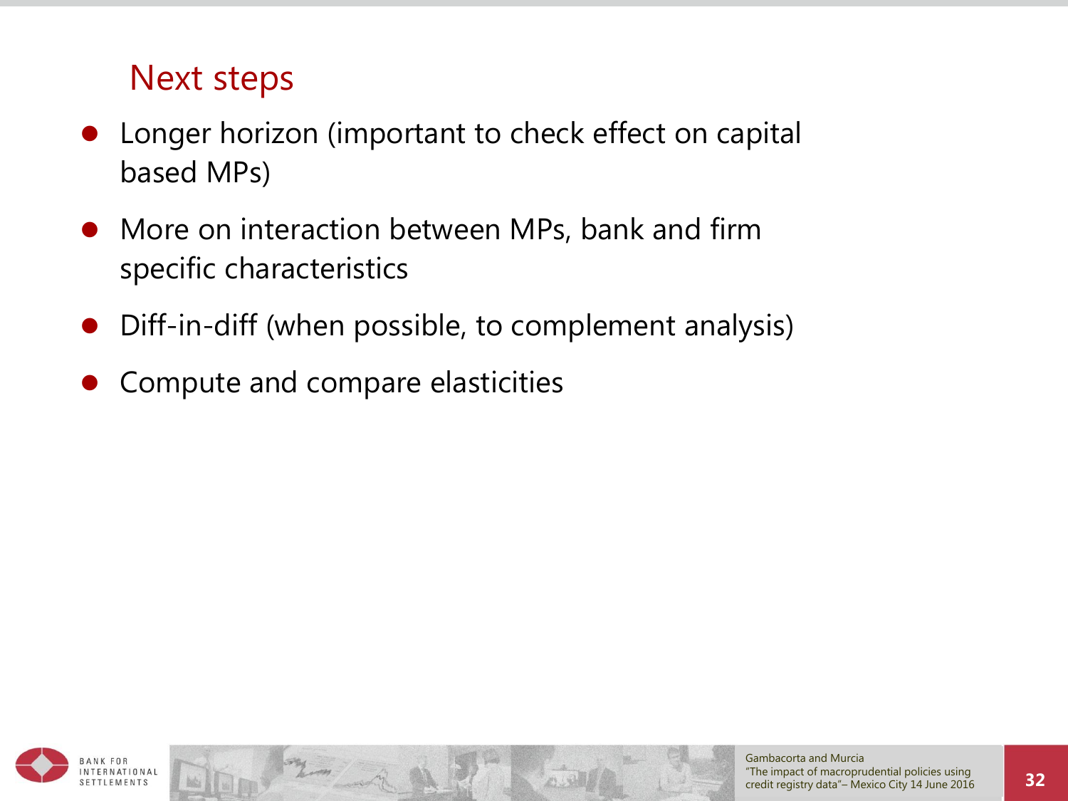## Next steps

- Longer horizon (important to check effect on capital based MPs)
- More on interaction between MPs, bank and firm specific characteristics
- Diff-in-diff (when possible, to complement analysis)
- Compute and compare elasticities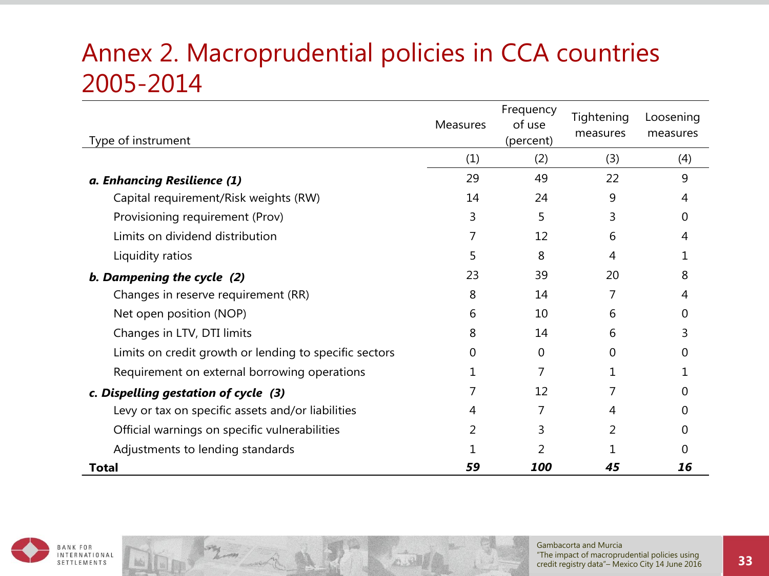# Annex 2. Macroprudential policies in CCA countries 2005-2014

| Type of instrument | Measures | Frequency of use (percent) | Tightening measures | Loosening measures |
|---|---|---|---|---|
| | (1) | (2) | (3) | (4) |
| ***a. Enhancing Resilience (1)*** | 29 | 49 | 22 | 9 |
| Capital requirement/Risk weights (RW) | 14 | 24 | 9 | 4 |
| Provisioning requirement (Prov) | 3 | 5 | 3 | 0 |
| Limits on dividend distribution | 7 | 12 | 6 | 4 |
| Liquidity ratios | 5 | 8 | 4 | 1 |
| ***b. Dampening the cycle (2)*** | 23 | 39 | 20 | 8 |
| Changes in reserve requirement (RR) | 8 | 14 | 7 | 4 |
| Net open position (NOP) | 6 | 10 | 6 | 0 |
| Changes in LTV, DTI limits | 8 | 14 | 6 | 3 |
| Limits on credit growth or lending to specific sectors | 0 | 0 | 0 | 0 |
| Requirement on external borrowing operations | 1 | 7 | 1 | 1 |
| ***c. Dispelling gestation of cycle (3)*** | 7 | 12 | 7 | 0 |
| Levy or tax on specific assets and/or liabilities | 4 | 7 | 4 | 0 |
| Official warnings on specific vulnerabilities | 2 | 3 | 2 | 0 |
| Adjustments to lending standards | 1 | 2 | 1 | 0 |
| **Total** | ***59*** | ***100*** | ***45*** | ***16*** |